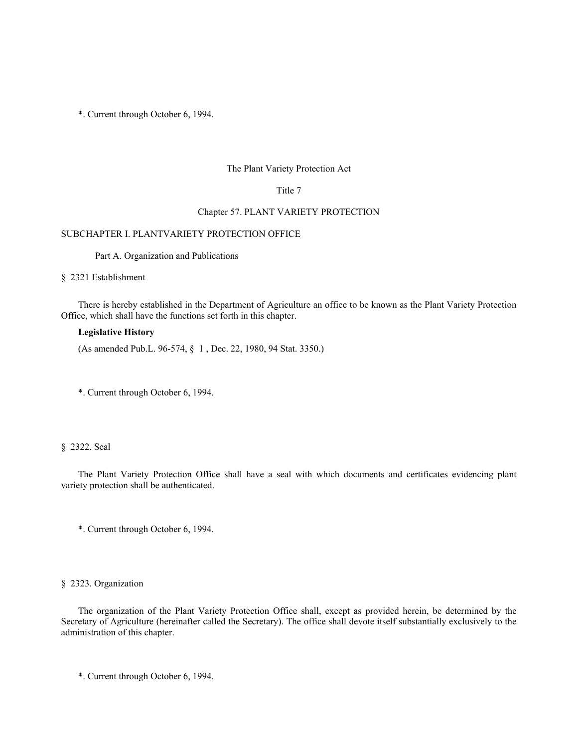*. Current through October 6, 1994.

# The Plant Variety Protection Act

## Title 7

## Chapter 57. PLANT VARIETY PROTECTION

### SUBCHAPTER I. PLANTVARIETY PROTECTION OFFICE

#### Part A. Organization and Publications

§ 2321 Establishment

There is hereby established in the Department of Agriculture an office to be known as the Plant Variety Protection Office, which shall have the functions set forth in this chapter.

**Legislative History**

(As amended Pub.L. 96-574, § 1 , Dec. 22, 1980, 94 Stat. 3350.)

*. Current through October 6, 1994.

§ 2322. Seal

The Plant Variety Protection Office shall have a seal with which documents and certificates evidencing plant variety protection shall be authenticated.

*. Current through October 6, 1994.

§ 2323. Organization

The organization of the Plant Variety Protection Office shall, except as provided herein, be determined by the Secretary of Agriculture (hereinafter called the Secretary). The office shall devote itself substantially exclusively to the administration of this chapter.

*. Current through October 6, 1994.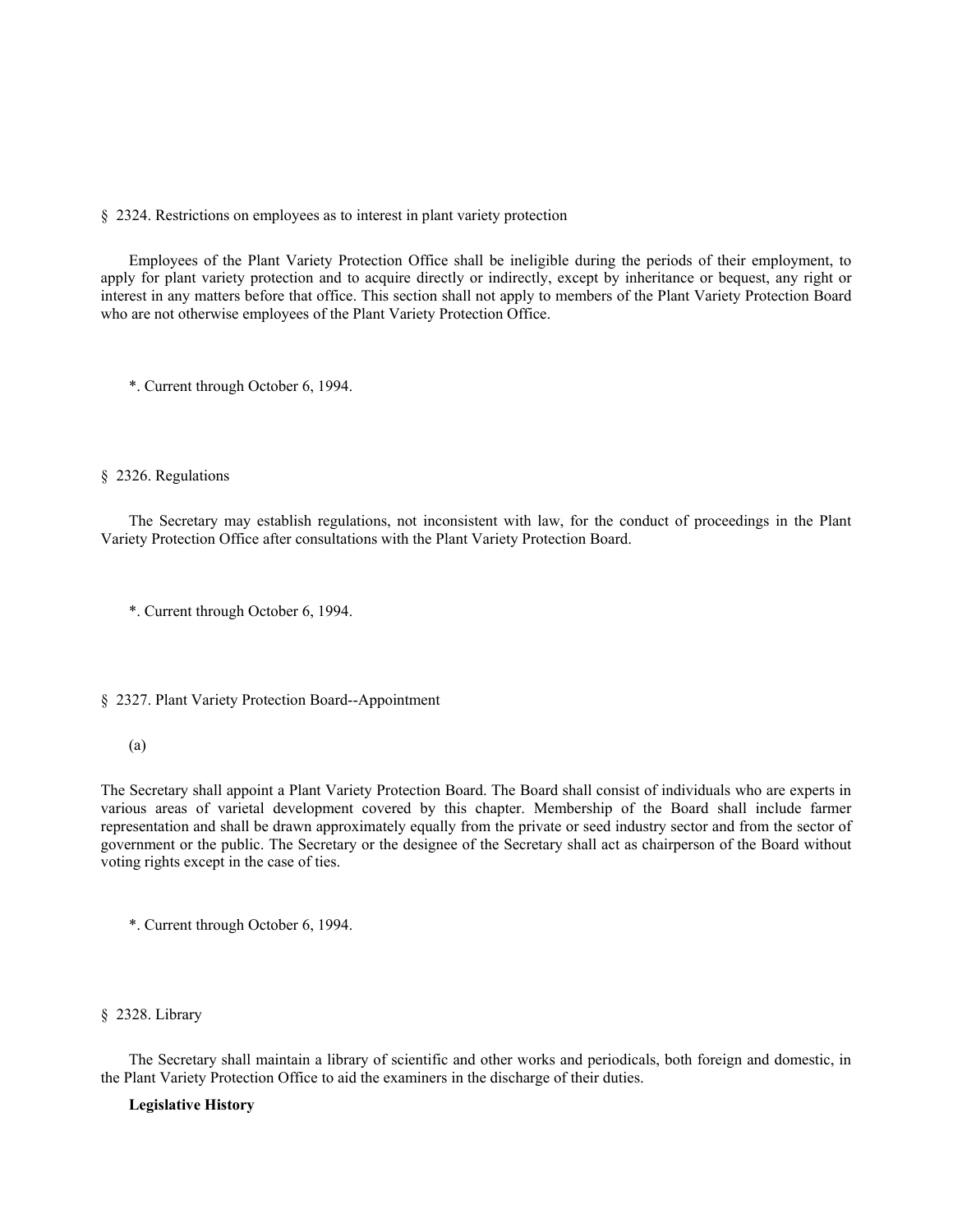§ 2324. Restrictions on employees as to interest in plant variety protection

Employees of the Plant Variety Protection Office shall be ineligible during the periods of their employment, to apply for plant variety protection and to acquire directly or indirectly, except by inheritance or bequest, any right or interest in any matters before that office. This section shall not apply to members of the Plant Variety Protection Board who are not otherwise employees of the Plant Variety Protection Office.

*. Current through October 6, 1994.

§ 2326. Regulations

The Secretary may establish regulations, not inconsistent with law, for the conduct of proceedings in the Plant Variety Protection Office after consultations with the Plant Variety Protection Board.

*. Current through October 6, 1994.

§ 2327. Plant Variety Protection Board--Appointment

(a)

The Secretary shall appoint a Plant Variety Protection Board. The Board shall consist of individuals who are experts in various areas of varietal development covered by this chapter. Membership of the Board shall include farmer representation and shall be drawn approximately equally from the private or seed industry sector and from the sector of government or the public. The Secretary or the designee of the Secretary shall act as chairperson of the Board without voting rights except in the case of ties.

*. Current through October 6, 1994.

§ 2328. Library

The Secretary shall maintain a library of scientific and other works and periodicals, both foreign and domestic, in the Plant Variety Protection Office to aid the examiners in the discharge of their duties.

**Legislative History**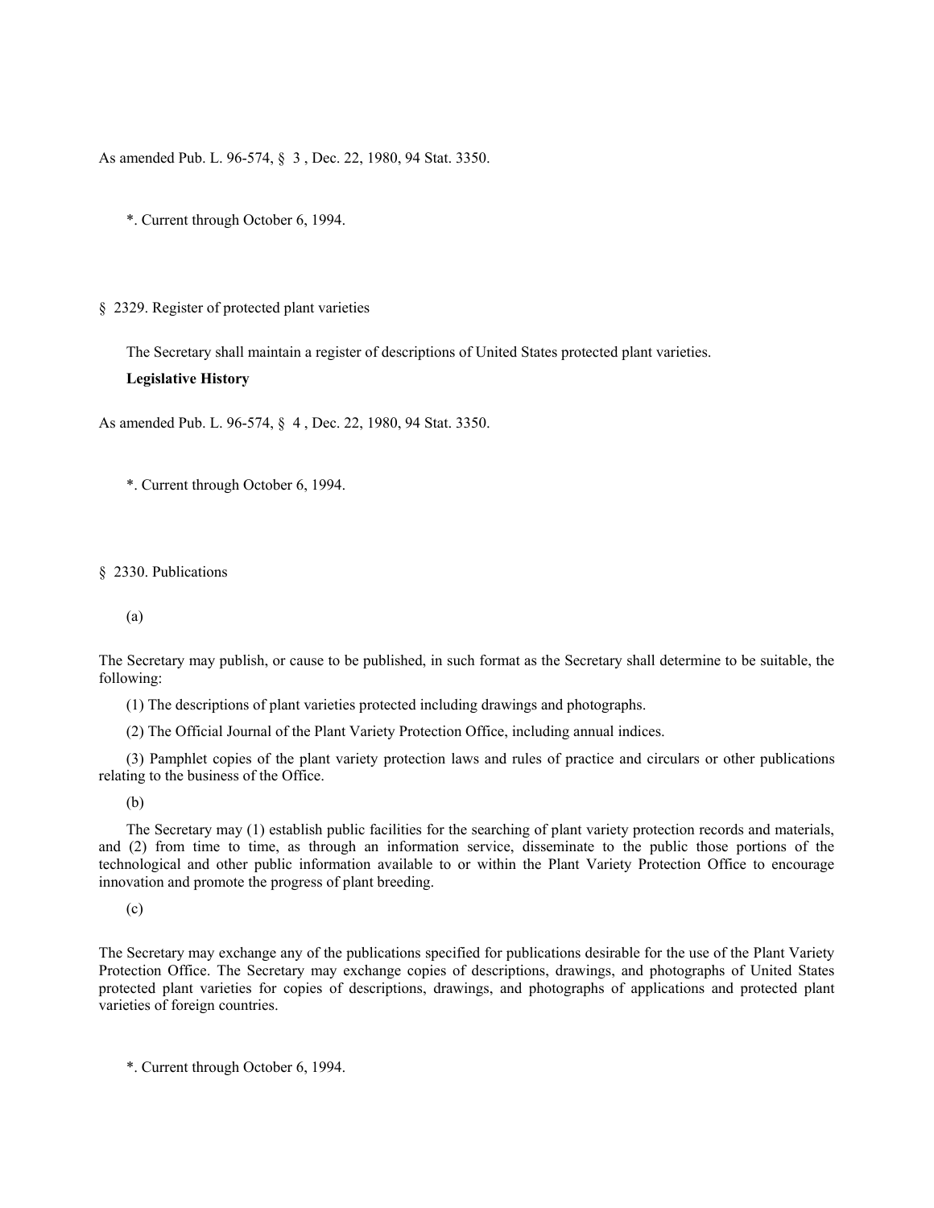As amended Pub. L. 96-574, § 3 , Dec. 22, 1980, 94 Stat. 3350.

*. Current through October 6, 1994.

§ 2329. Register of protected plant varieties

The Secretary shall maintain a register of descriptions of United States protected plant varieties.

**Legislative History**

As amended Pub. L. 96-574, § 4 , Dec. 22, 1980, 94 Stat. 3350.

*. Current through October 6, 1994.

§ 2330. Publications

(a)

The Secretary may publish, or cause to be published, in such format as the Secretary shall determine to be suitable, the following:

(1) The descriptions of plant varieties protected including drawings and photographs.

(2) The Official Journal of the Plant Variety Protection Office, including annual indices.

(3) Pamphlet copies of the plant variety protection laws and rules of practice and circulars or other publications relating to the business of the Office.

(b)

The Secretary may (1) establish public facilities for the searching of plant variety protection records and materials, and (2) from time to time, as through an information service, disseminate to the public those portions of the technological and other public information available to or within the Plant Variety Protection Office to encourage innovation and promote the progress of plant breeding.

(c)

The Secretary may exchange any of the publications specified for publications desirable for the use of the Plant Variety Protection Office. The Secretary may exchange copies of descriptions, drawings, and photographs of United States protected plant varieties for copies of descriptions, drawings, and photographs of applications and protected plant varieties of foreign countries.

*. Current through October 6, 1994.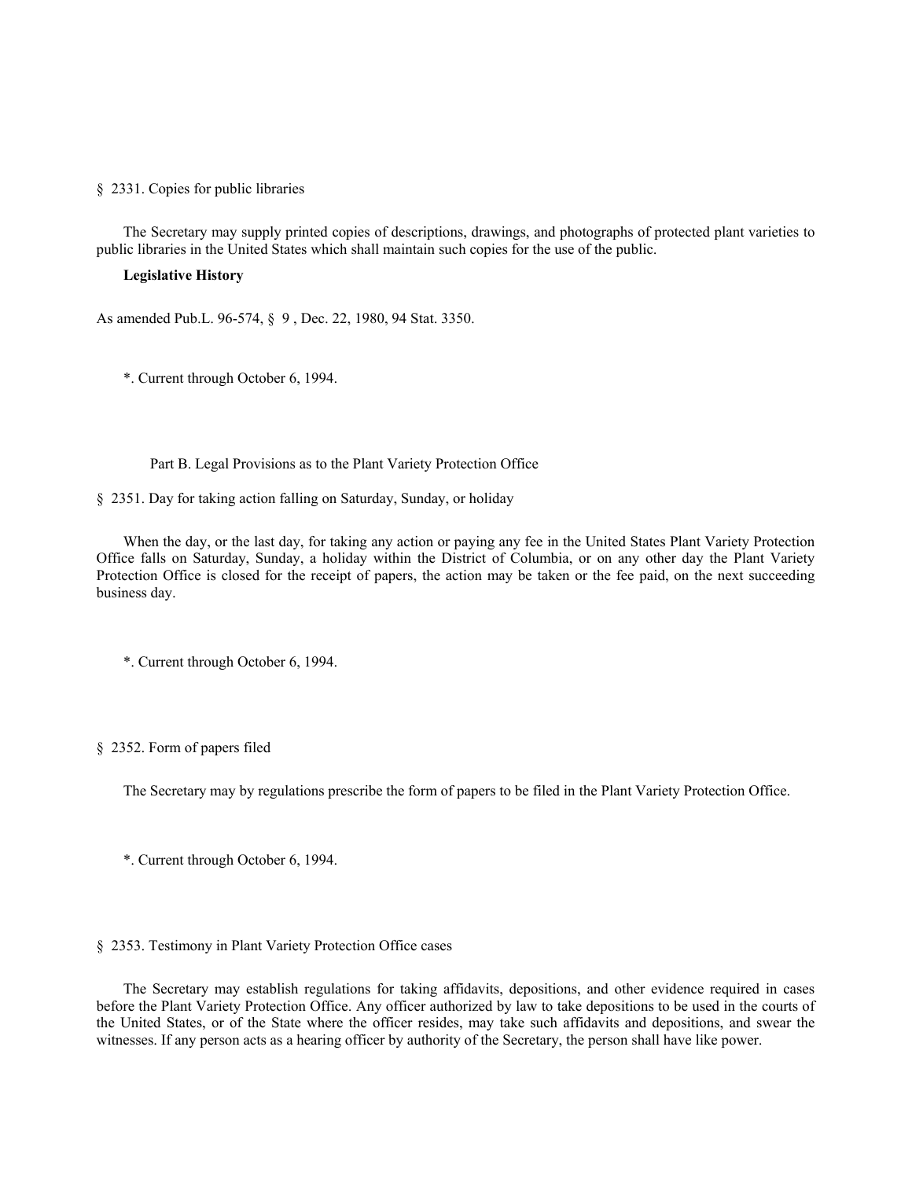§ 2331. Copies for public libraries

The Secretary may supply printed copies of descriptions, drawings, and photographs of protected plant varieties to public libraries in the United States which shall maintain such copies for the use of the public.

**Legislative History**

As amended Pub.L. 96-574, § 9 , Dec. 22, 1980, 94 Stat. 3350.

*. Current through October 6, 1994.

## Part B. Legal Provisions as to the Plant Variety Protection Office

§ 2351. Day for taking action falling on Saturday, Sunday, or holiday

When the day, or the last day, for taking any action or paying any fee in the United States Plant Variety Protection Office falls on Saturday, Sunday, a holiday within the District of Columbia, or on any other day the Plant Variety Protection Office is closed for the receipt of papers, the action may be taken or the fee paid, on the next succeeding business day.

*. Current through October 6, 1994.

§ 2352. Form of papers filed

The Secretary may by regulations prescribe the form of papers to be filed in the Plant Variety Protection Office.

*. Current through October 6, 1994.

§ 2353. Testimony in Plant Variety Protection Office cases

The Secretary may establish regulations for taking affidavits, depositions, and other evidence required in cases before the Plant Variety Protection Office. Any officer authorized by law to take depositions to be used in the courts of the United States, or of the State where the officer resides, may take such affidavits and depositions, and swear the witnesses. If any person acts as a hearing officer by authority of the Secretary, the person shall have like power.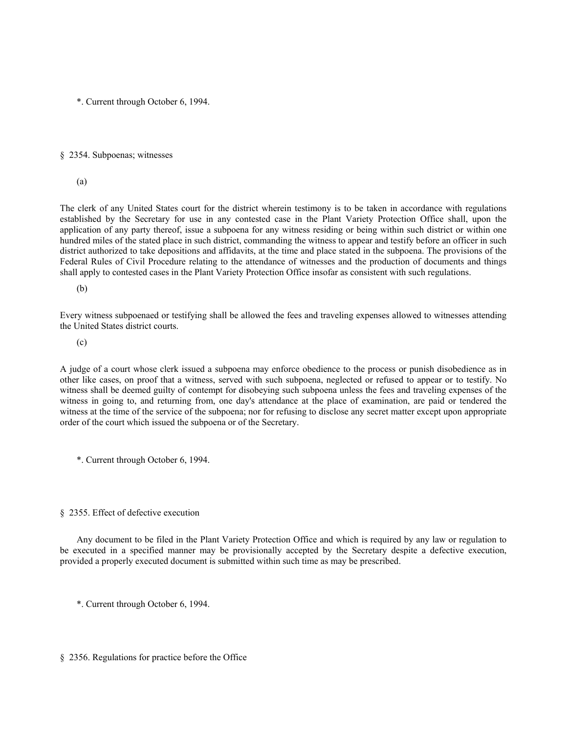*. Current through October 6, 1994.

## § 2354. Subpoenas; witnesses

(a)

The clerk of any United States court for the district wherein testimony is to be taken in accordance with regulations established by the Secretary for use in any contested case in the Plant Variety Protection Office shall, upon the application of any party thereof, issue a subpoena for any witness residing or being within such district or within one hundred miles of the stated place in such district, commanding the witness to appear and testify before an officer in such district authorized to take depositions and affidavits, at the time and place stated in the subpoena. The provisions of the Federal Rules of Civil Procedure relating to the attendance of witnesses and the production of documents and things shall apply to contested cases in the Plant Variety Protection Office insofar as consistent with such regulations.

(b)

Every witness subpoenaed or testifying shall be allowed the fees and traveling expenses allowed to witnesses attending the United States district courts.

(c)

A judge of a court whose clerk issued a subpoena may enforce obedience to the process or punish disobedience as in other like cases, on proof that a witness, served with such subpoena, neglected or refused to appear or to testify. No witness shall be deemed guilty of contempt for disobeying such subpoena unless the fees and traveling expenses of the witness in going to, and returning from, one day's attendance at the place of examination, are paid or tendered the witness at the time of the service of the subpoena; nor for refusing to disclose any secret matter except upon appropriate order of the court which issued the subpoena or of the Secretary.

*. Current through October 6, 1994.

## § 2355. Effect of defective execution

Any document to be filed in the Plant Variety Protection Office and which is required by any law or regulation to be executed in a specified manner may be provisionally accepted by the Secretary despite a defective execution, provided a properly executed document is submitted within such time as may be prescribed.

*. Current through October 6, 1994.

## § 2356. Regulations for practice before the Office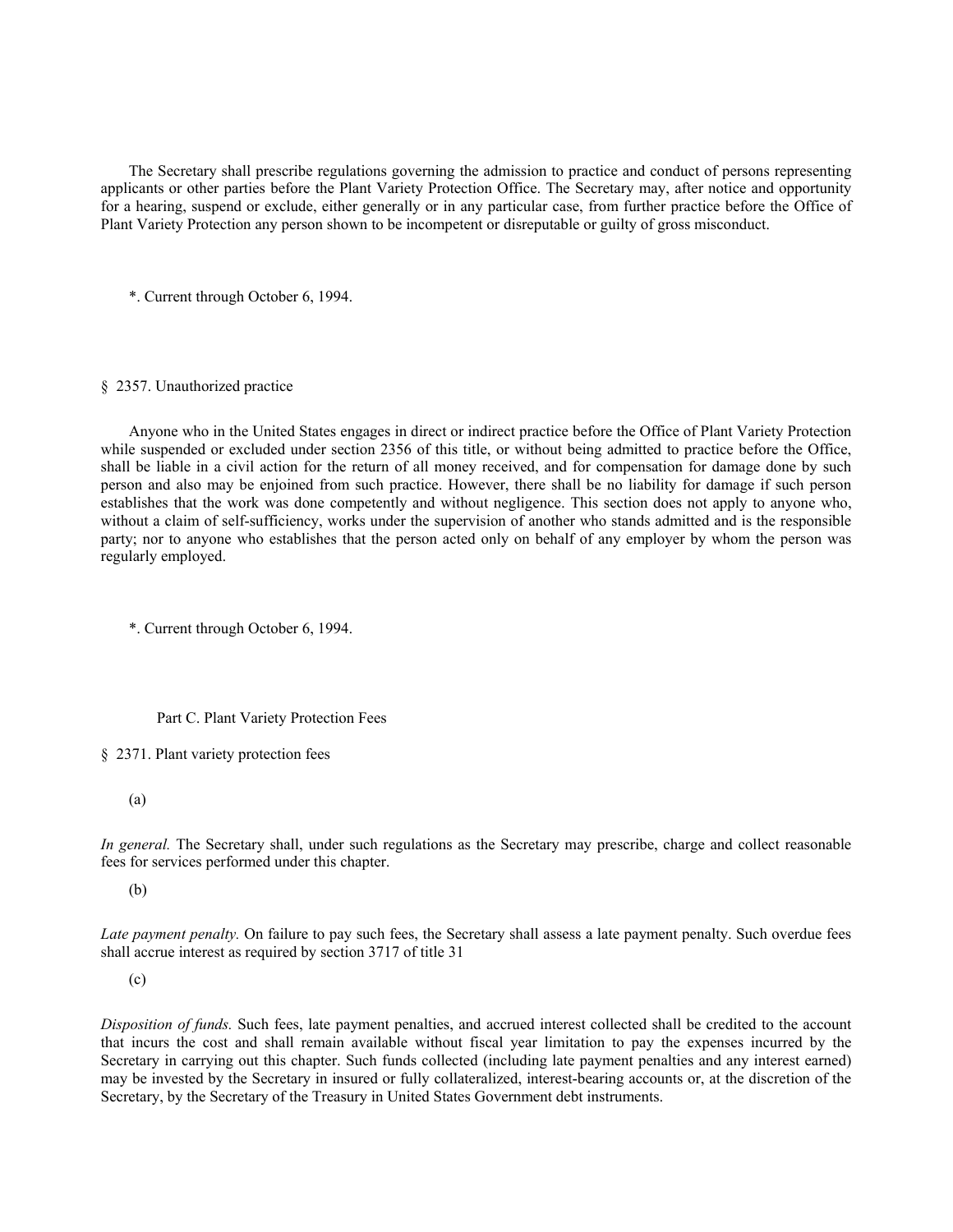The Secretary shall prescribe regulations governing the admission to practice and conduct of persons representing applicants or other parties before the Plant Variety Protection Office. The Secretary may, after notice and opportunity for a hearing, suspend or exclude, either generally or in any particular case, from further practice before the Office of Plant Variety Protection any person shown to be incompetent or disreputable or guilty of gross misconduct.

*. Current through October 6, 1994.

§ 2357. Unauthorized practice

Anyone who in the United States engages in direct or indirect practice before the Office of Plant Variety Protection while suspended or excluded under section 2356 of this title, or without being admitted to practice before the Office, shall be liable in a civil action for the return of all money received, and for compensation for damage done by such person and also may be enjoined from such practice. However, there shall be no liability for damage if such person establishes that the work was done competently and without negligence. This section does not apply to anyone who, without a claim of self-sufficiency, works under the supervision of another who stands admitted and is the responsible party; nor to anyone who establishes that the person acted only on behalf of any employer by whom the person was regularly employed.

*. Current through October 6, 1994.

Part C. Plant Variety Protection Fees

§ 2371. Plant variety protection fees

(a)

*In general.* The Secretary shall, under such regulations as the Secretary may prescribe, charge and collect reasonable fees for services performed under this chapter.

(b)

*Late payment penalty.* On failure to pay such fees, the Secretary shall assess a late payment penalty. Such overdue fees shall accrue interest as required by section 3717 of title 31

(c)

*Disposition of funds.* Such fees, late payment penalties, and accrued interest collected shall be credited to the account that incurs the cost and shall remain available without fiscal year limitation to pay the expenses incurred by the Secretary in carrying out this chapter. Such funds collected (including late payment penalties and any interest earned) may be invested by the Secretary in insured or fully collateralized, interest-bearing accounts or, at the discretion of the Secretary, by the Secretary of the Treasury in United States Government debt instruments.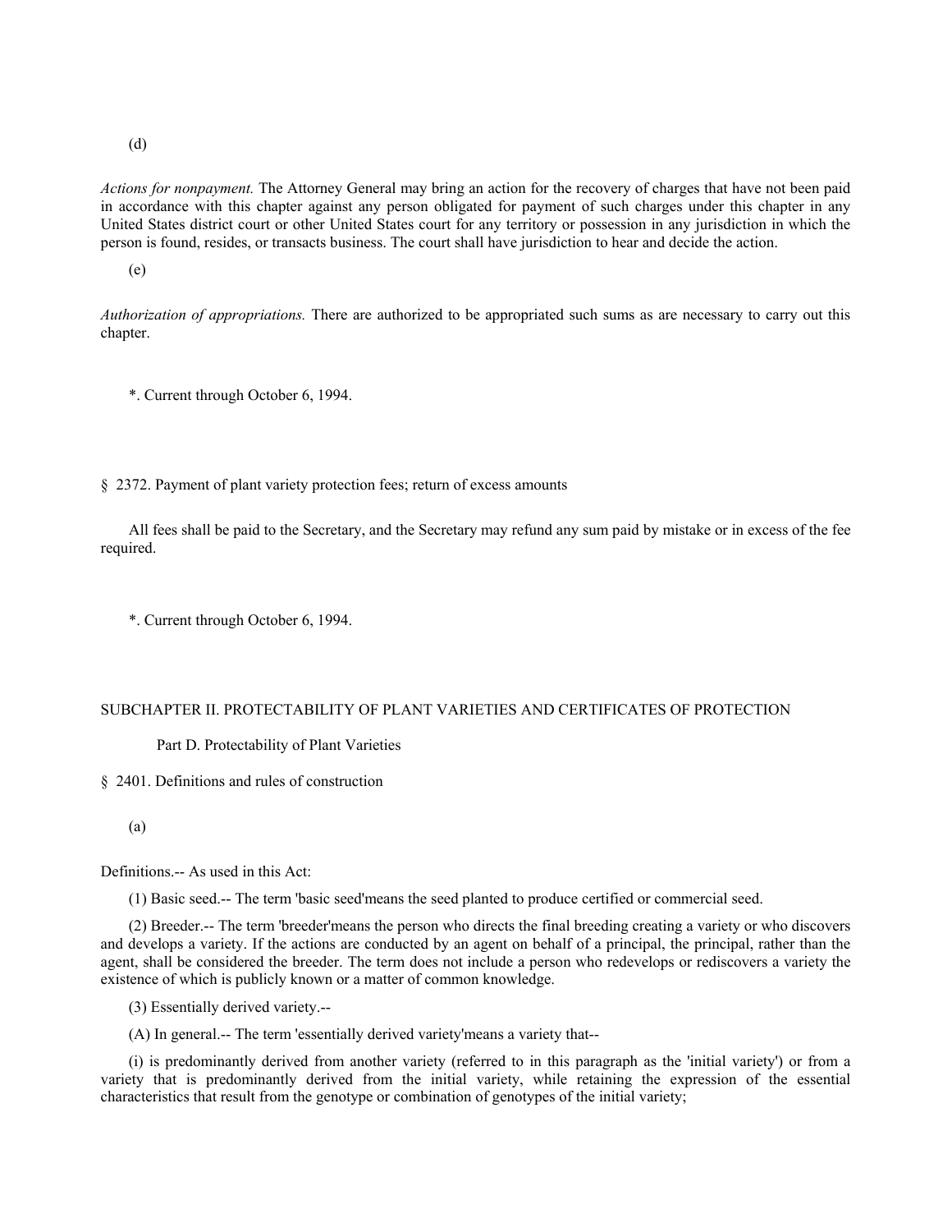(d)

*Actions for nonpayment.* The Attorney General may bring an action for the recovery of charges that have not been paid in accordance with this chapter against any person obligated for payment of such charges under this chapter in any United States district court or other United States court for any territory or possession in any jurisdiction in which the person is found, resides, or transacts business. The court shall have jurisdiction to hear and decide the action.

(e)

*Authorization of appropriations.* There are authorized to be appropriated such sums as are necessary to carry out this chapter.

*. Current through October 6, 1994.

§ 2372. Payment of plant variety protection fees; return of excess amounts

All fees shall be paid to the Secretary, and the Secretary may refund any sum paid by mistake or in excess of the fee required.

*. Current through October 6, 1994.

SUBCHAPTER II. PROTECTABILITY OF PLANT VARIETIES AND CERTIFICATES OF PROTECTION

Part D. Protectability of Plant Varieties

§ 2401. Definitions and rules of construction

(a)

Definitions.-- As used in this Act:

(1) Basic seed.-- The term 'basic seed'means the seed planted to produce certified or commercial seed.

(2) Breeder.-- The term 'breeder'means the person who directs the final breeding creating a variety or who discovers and develops a variety. If the actions are conducted by an agent on behalf of a principal, the principal, rather than the agent, shall be considered the breeder. The term does not include a person who redevelops or rediscovers a variety the existence of which is publicly known or a matter of common knowledge.

(3) Essentially derived variety.--

(A) In general.-- The term 'essentially derived variety'means a variety that--

(i) is predominantly derived from another variety (referred to in this paragraph as the 'initial variety') or from a variety that is predominantly derived from the initial variety, while retaining the expression of the essential characteristics that result from the genotype or combination of genotypes of the initial variety;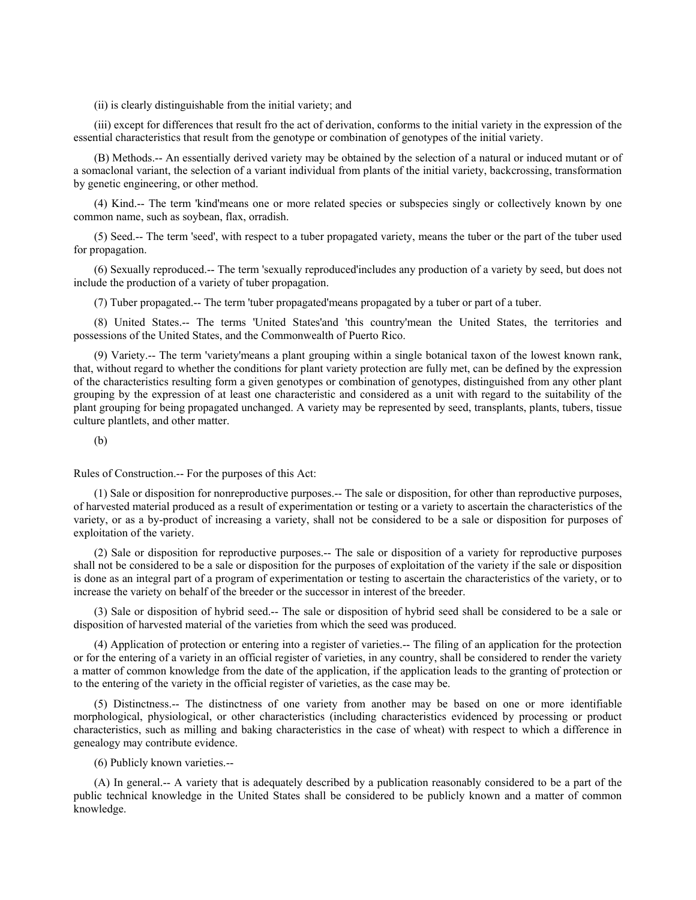(ii) is clearly distinguishable from the initial variety; and

(iii) except for differences that result fro the act of derivation, conforms to the initial variety in the expression of the essential characteristics that result from the genotype or combination of genotypes of the initial variety.

(B) Methods.-- An essentially derived variety may be obtained by the selection of a natural or induced mutant or of a somaclonal variant, the selection of a variant individual from plants of the initial variety, backcrossing, transformation by genetic engineering, or other method.

(4) Kind.-- The term 'kind'means one or more related species or subspecies singly or collectively known by one common name, such as soybean, flax, orradish.

(5) Seed.-- The term 'seed', with respect to a tuber propagated variety, means the tuber or the part of the tuber used for propagation.

(6) Sexually reproduced.-- The term 'sexually reproduced'includes any production of a variety by seed, but does not include the production of a variety of tuber propagation.

(7) Tuber propagated.-- The term 'tuber propagated'means propagated by a tuber or part of a tuber.

(8) United States.-- The terms 'United States'and 'this country'mean the United States, the territories and possessions of the United States, and the Commonwealth of Puerto Rico.

(9) Variety.-- The term 'variety'means a plant grouping within a single botanical taxon of the lowest known rank, that, without regard to whether the conditions for plant variety protection are fully met, can be defined by the expression of the characteristics resulting form a given genotypes or combination of genotypes, distinguished from any other plant grouping by the expression of at least one characteristic and considered as a unit with regard to the suitability of the plant grouping for being propagated unchanged. A variety may be represented by seed, transplants, plants, tubers, tissue culture plantlets, and other matter.

(b)

Rules of Construction.-- For the purposes of this Act:

(1) Sale or disposition for nonreproductive purposes.-- The sale or disposition, for other than reproductive purposes, of harvested material produced as a result of experimentation or testing or a variety to ascertain the characteristics of the variety, or as a by-product of increasing a variety, shall not be considered to be a sale or disposition for purposes of exploitation of the variety.

(2) Sale or disposition for reproductive purposes.-- The sale or disposition of a variety for reproductive purposes shall not be considered to be a sale or disposition for the purposes of exploitation of the variety if the sale or disposition is done as an integral part of a program of experimentation or testing to ascertain the characteristics of the variety, or to increase the variety on behalf of the breeder or the successor in interest of the breeder.

(3) Sale or disposition of hybrid seed.-- The sale or disposition of hybrid seed shall be considered to be a sale or disposition of harvested material of the varieties from which the seed was produced.

(4) Application of protection or entering into a register of varieties.-- The filing of an application for the protection or for the entering of a variety in an official register of varieties, in any country, shall be considered to render the variety a matter of common knowledge from the date of the application, if the application leads to the granting of protection or to the entering of the variety in the official register of varieties, as the case may be.

(5) Distinctness.-- The distinctness of one variety from another may be based on one or more identifiable morphological, physiological, or other characteristics (including characteristics evidenced by processing or product characteristics, such as milling and baking characteristics in the case of wheat) with respect to which a difference in genealogy may contribute evidence.

(6) Publicly known varieties.--

(A) In general.-- A variety that is adequately described by a publication reasonably considered to be a part of the public technical knowledge in the United States shall be considered to be publicly known and a matter of common knowledge.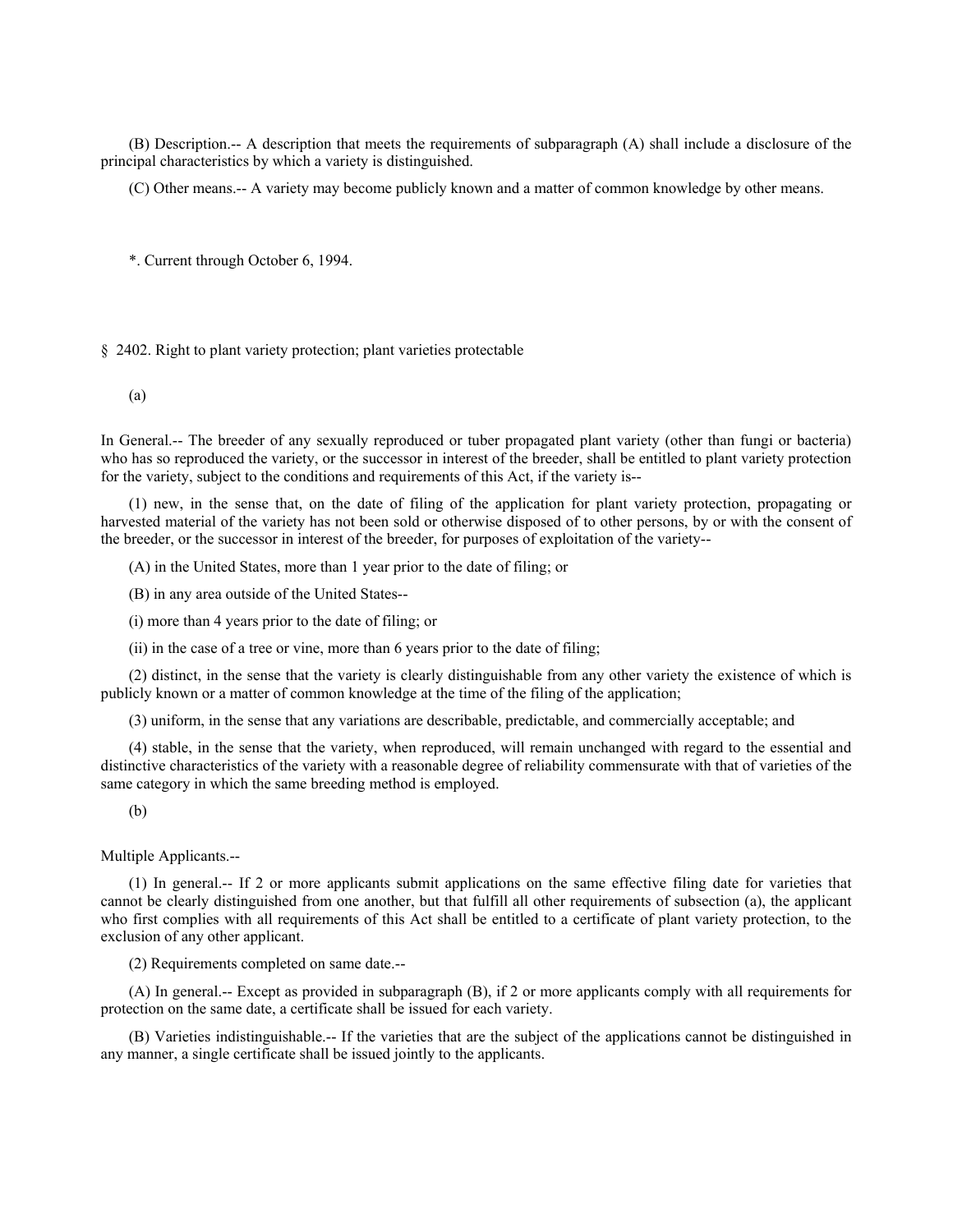(B) Description.-- A description that meets the requirements of subparagraph (A) shall include a disclosure of the principal characteristics by which a variety is distinguished.

(C) Other means.-- A variety may become publicly known and a matter of common knowledge by other means.

*. Current through October 6, 1994.

## § 2402. Right to plant variety protection; plant varieties protectable

(a)

In General.-- The breeder of any sexually reproduced or tuber propagated plant variety (other than fungi or bacteria) who has so reproduced the variety, or the successor in interest of the breeder, shall be entitled to plant variety protection for the variety, subject to the conditions and requirements of this Act, if the variety is--

(1) new, in the sense that, on the date of filing of the application for plant variety protection, propagating or harvested material of the variety has not been sold or otherwise disposed of to other persons, by or with the consent of the breeder, or the successor in interest of the breeder, for purposes of exploitation of the variety--

(A) in the United States, more than 1 year prior to the date of filing; or

(B) in any area outside of the United States--

(i) more than 4 years prior to the date of filing; or

(ii) in the case of a tree or vine, more than 6 years prior to the date of filing;

(2) distinct, in the sense that the variety is clearly distinguishable from any other variety the existence of which is publicly known or a matter of common knowledge at the time of the filing of the application;

(3) uniform, in the sense that any variations are describable, predictable, and commercially acceptable; and

(4) stable, in the sense that the variety, when reproduced, will remain unchanged with regard to the essential and distinctive characteristics of the variety with a reasonable degree of reliability commensurate with that of varieties of the same category in which the same breeding method is employed.

(b)

Multiple Applicants.--

(1) In general.-- If 2 or more applicants submit applications on the same effective filing date for varieties that cannot be clearly distinguished from one another, but that fulfill all other requirements of subsection (a), the applicant who first complies with all requirements of this Act shall be entitled to a certificate of plant variety protection, to the exclusion of any other applicant.

(2) Requirements completed on same date.--

(A) In general.-- Except as provided in subparagraph (B), if 2 or more applicants comply with all requirements for protection on the same date, a certificate shall be issued for each variety.

(B) Varieties indistinguishable.-- If the varieties that are the subject of the applications cannot be distinguished in any manner, a single certificate shall be issued jointly to the applicants.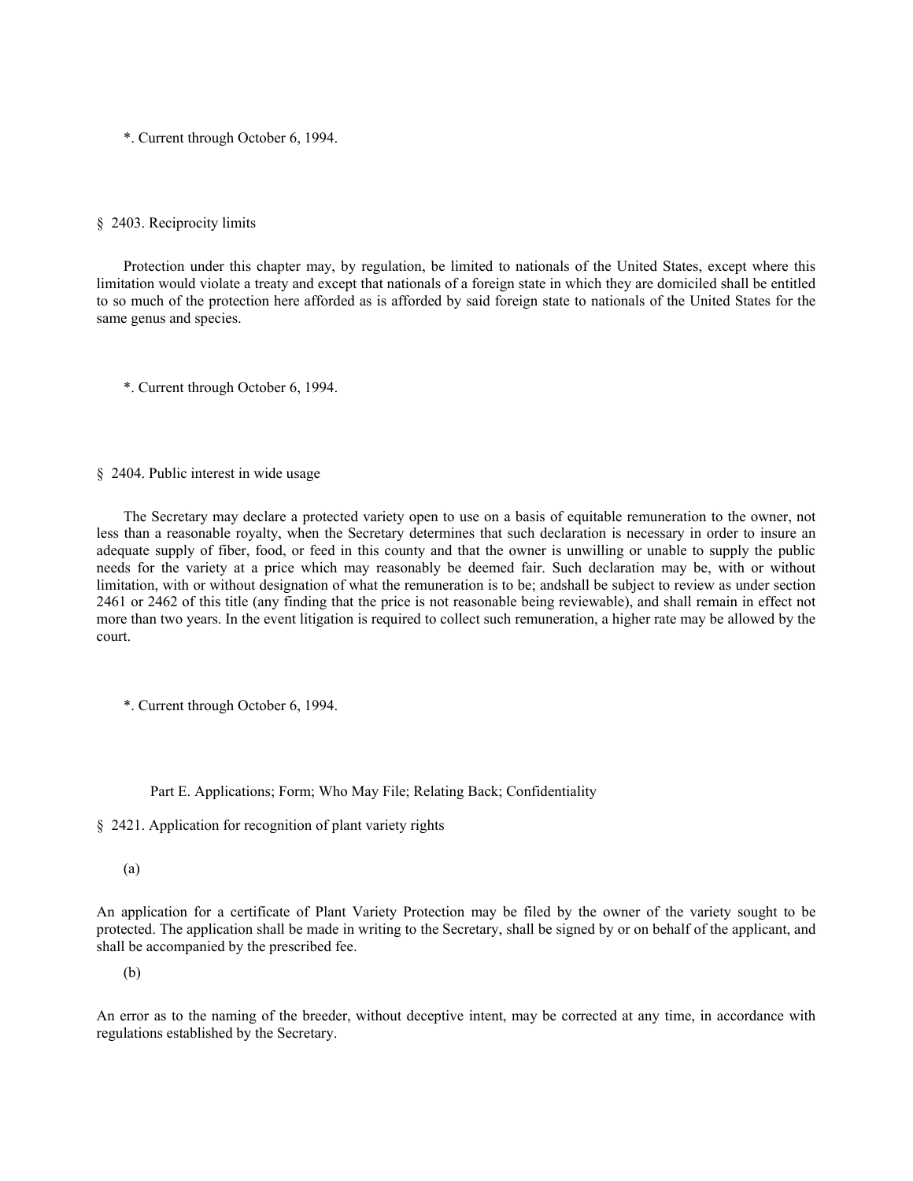*. Current through October 6, 1994.

§ 2403. Reciprocity limits

Protection under this chapter may, by regulation, be limited to nationals of the United States, except where this limitation would violate a treaty and except that nationals of a foreign state in which they are domiciled shall be entitled to so much of the protection here afforded as is afforded by said foreign state to nationals of the United States for the same genus and species.

*. Current through October 6, 1994.

§ 2404. Public interest in wide usage

The Secretary may declare a protected variety open to use on a basis of equitable remuneration to the owner, not less than a reasonable royalty, when the Secretary determines that such declaration is necessary in order to insure an adequate supply of fiber, food, or feed in this county and that the owner is unwilling or unable to supply the public needs for the variety at a price which may reasonably be deemed fair. Such declaration may be, with or without limitation, with or without designation of what the remuneration is to be; andshall be subject to review as under section 2461 or 2462 of this title (any finding that the price is not reasonable being reviewable), and shall remain in effect not more than two years. In the event litigation is required to collect such remuneration, a higher rate may be allowed by the court.

*. Current through October 6, 1994.

## Part E. Applications; Form; Who May File; Relating Back; Confidentiality

§ 2421. Application for recognition of plant variety rights

(a)

An application for a certificate of Plant Variety Protection may be filed by the owner of the variety sought to be protected. The application shall be made in writing to the Secretary, shall be signed by or on behalf of the applicant, and shall be accompanied by the prescribed fee.

(b)

An error as to the naming of the breeder, without deceptive intent, may be corrected at any time, in accordance with regulations established by the Secretary.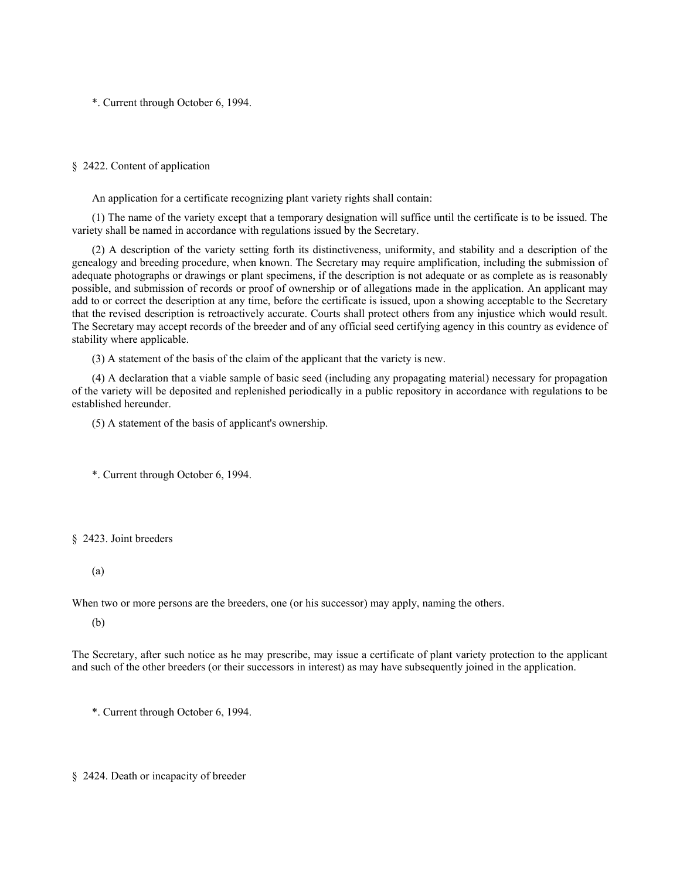*. Current through October 6, 1994.

§ 2422. Content of application

An application for a certificate recognizing plant variety rights shall contain:

(1) The name of the variety except that a temporary designation will suffice until the certificate is to be issued. The variety shall be named in accordance with regulations issued by the Secretary.

(2) A description of the variety setting forth its distinctiveness, uniformity, and stability and a description of the genealogy and breeding procedure, when known. The Secretary may require amplification, including the submission of adequate photographs or drawings or plant specimens, if the description is not adequate or as complete as is reasonably possible, and submission of records or proof of ownership or of allegations made in the application. An applicant may add to or correct the description at any time, before the certificate is issued, upon a showing acceptable to the Secretary that the revised description is retroactively accurate. Courts shall protect others from any injustice which would result. The Secretary may accept records of the breeder and of any official seed certifying agency in this country as evidence of stability where applicable.

(3) A statement of the basis of the claim of the applicant that the variety is new.

(4) A declaration that a viable sample of basic seed (including any propagating material) necessary for propagation of the variety will be deposited and replenished periodically in a public repository in accordance with regulations to be established hereunder.

(5) A statement of the basis of applicant's ownership.

*. Current through October 6, 1994.

§ 2423. Joint breeders

(a)

When two or more persons are the breeders, one (or his successor) may apply, naming the others.

(b)

The Secretary, after such notice as he may prescribe, may issue a certificate of plant variety protection to the applicant and such of the other breeders (or their successors in interest) as may have subsequently joined in the application.

*. Current through October 6, 1994.

§ 2424. Death or incapacity of breeder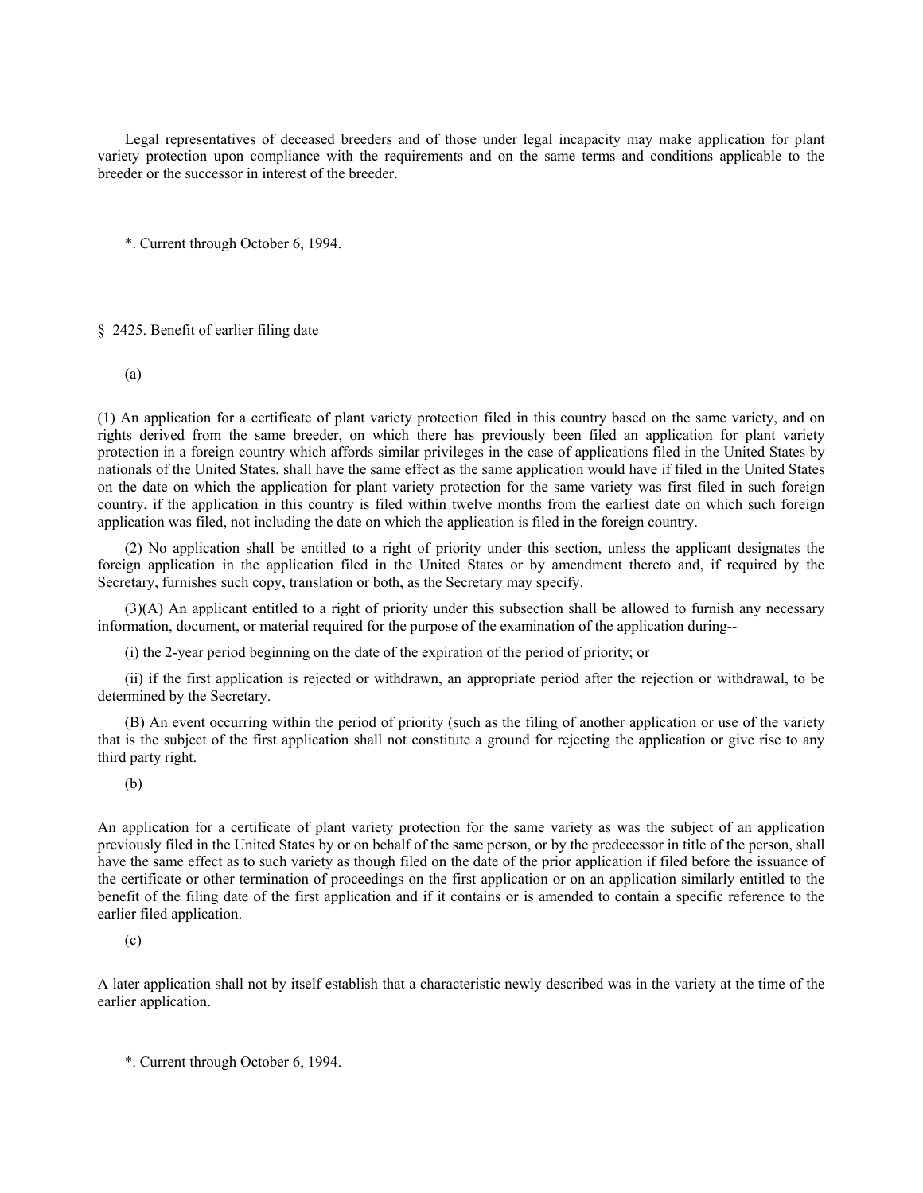Legal representatives of deceased breeders and of those under legal incapacity may make application for plant variety protection upon compliance with the requirements and on the same terms and conditions applicable to the breeder or the successor in interest of the breeder.

*. Current through October 6, 1994.

## § 2425. Benefit of earlier filing date

(a)

(1) An application for a certificate of plant variety protection filed in this country based on the same variety, and on rights derived from the same breeder, on which there has previously been filed an application for plant variety protection in a foreign country which affords similar privileges in the case of applications filed in the United States by nationals of the United States, shall have the same effect as the same application would have if filed in the United States on the date on which the application for plant variety protection for the same variety was first filed in such foreign country, if the application in this country is filed within twelve months from the earliest date on which such foreign application was filed, not including the date on which the application is filed in the foreign country.

(2) No application shall be entitled to a right of priority under this section, unless the applicant designates the foreign application in the application filed in the United States or by amendment thereto and, if required by the Secretary, furnishes such copy, translation or both, as the Secretary may specify.

(3)(A) An applicant entitled to a right of priority under this subsection shall be allowed to furnish any necessary information, document, or material required for the purpose of the examination of the application during--

(i) the 2-year period beginning on the date of the expiration of the period of priority; or

(ii) if the first application is rejected or withdrawn, an appropriate period after the rejection or withdrawal, to be determined by the Secretary.

(B) An event occurring within the period of priority (such as the filing of another application or use of the variety that is the subject of the first application shall not constitute a ground for rejecting the application or give rise to any third party right.

(b)

An application for a certificate of plant variety protection for the same variety as was the subject of an application previously filed in the United States by or on behalf of the same person, or by the predecessor in title of the person, shall have the same effect as to such variety as though filed on the date of the prior application if filed before the issuance of the certificate or other termination of proceedings on the first application or on an application similarly entitled to the benefit of the filing date of the first application and if it contains or is amended to contain a specific reference to the earlier filed application.

(c)

A later application shall not by itself establish that a characteristic newly described was in the variety at the time of the earlier application.

*. Current through October 6, 1994.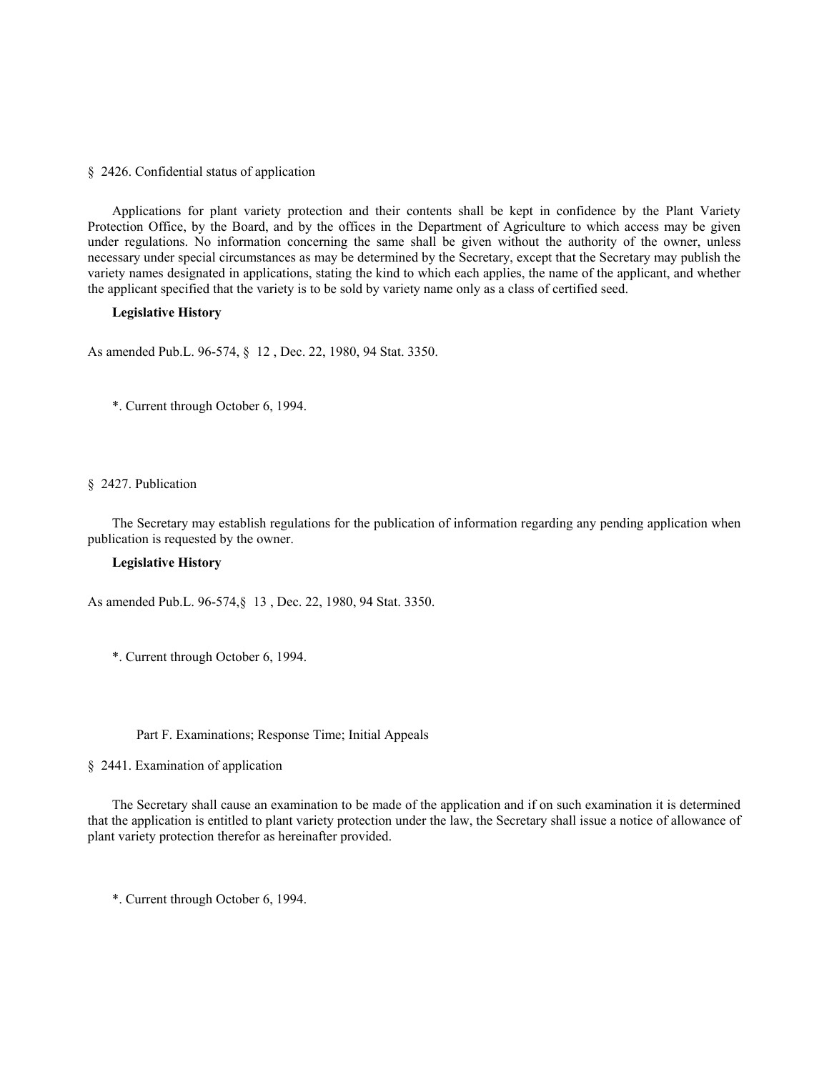§ 2426. Confidential status of application

Applications for plant variety protection and their contents shall be kept in confidence by the Plant Variety Protection Office, by the Board, and by the offices in the Department of Agriculture to which access may be given under regulations. No information concerning the same shall be given without the authority of the owner, unless necessary under special circumstances as may be determined by the Secretary, except that the Secretary may publish the variety names designated in applications, stating the kind to which each applies, the name of the applicant, and whether the applicant specified that the variety is to be sold by variety name only as a class of certified seed.

**Legislative History**

As amended Pub.L. 96-574, § 12 , Dec. 22, 1980, 94 Stat. 3350.

*. Current through October 6, 1994.

§ 2427. Publication

The Secretary may establish regulations for the publication of information regarding any pending application when publication is requested by the owner.

**Legislative History**

As amended Pub.L. 96-574,§ 13 , Dec. 22, 1980, 94 Stat. 3350.

*. Current through October 6, 1994.

Part F. Examinations; Response Time; Initial Appeals

§ 2441. Examination of application

The Secretary shall cause an examination to be made of the application and if on such examination it is determined that the application is entitled to plant variety protection under the law, the Secretary shall issue a notice of allowance of plant variety protection therefor as hereinafter provided.

*. Current through October 6, 1994.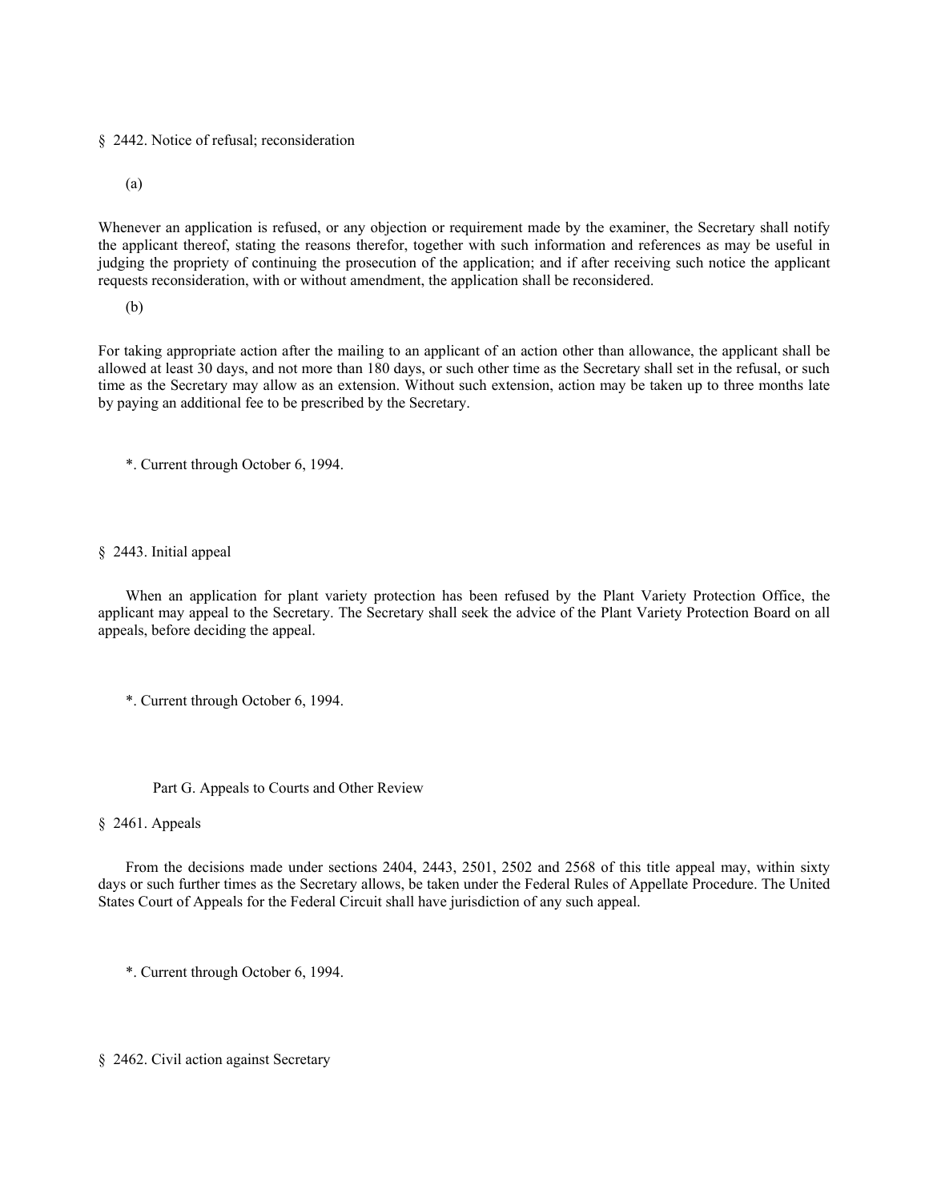§ 2442. Notice of refusal; reconsideration

(a)

Whenever an application is refused, or any objection or requirement made by the examiner, the Secretary shall notify the applicant thereof, stating the reasons therefor, together with such information and references as may be useful in judging the propriety of continuing the prosecution of the application; and if after receiving such notice the applicant requests reconsideration, with or without amendment, the application shall be reconsidered.

(b)

For taking appropriate action after the mailing to an applicant of an action other than allowance, the applicant shall be allowed at least 30 days, and not more than 180 days, or such other time as the Secretary shall set in the refusal, or such time as the Secretary may allow as an extension. Without such extension, action may be taken up to three months late by paying an additional fee to be prescribed by the Secretary.

*. Current through October 6, 1994.

§ 2443. Initial appeal

When an application for plant variety protection has been refused by the Plant Variety Protection Office, the applicant may appeal to the Secretary. The Secretary shall seek the advice of the Plant Variety Protection Board on all appeals, before deciding the appeal.

*. Current through October 6, 1994.

## Part G. Appeals to Courts and Other Review

§ 2461. Appeals

From the decisions made under sections 2404, 2443, 2501, 2502 and 2568 of this title appeal may, within sixty days or such further times as the Secretary allows, be taken under the Federal Rules of Appellate Procedure. The United States Court of Appeals for the Federal Circuit shall have jurisdiction of any such appeal.

*. Current through October 6, 1994.

§ 2462. Civil action against Secretary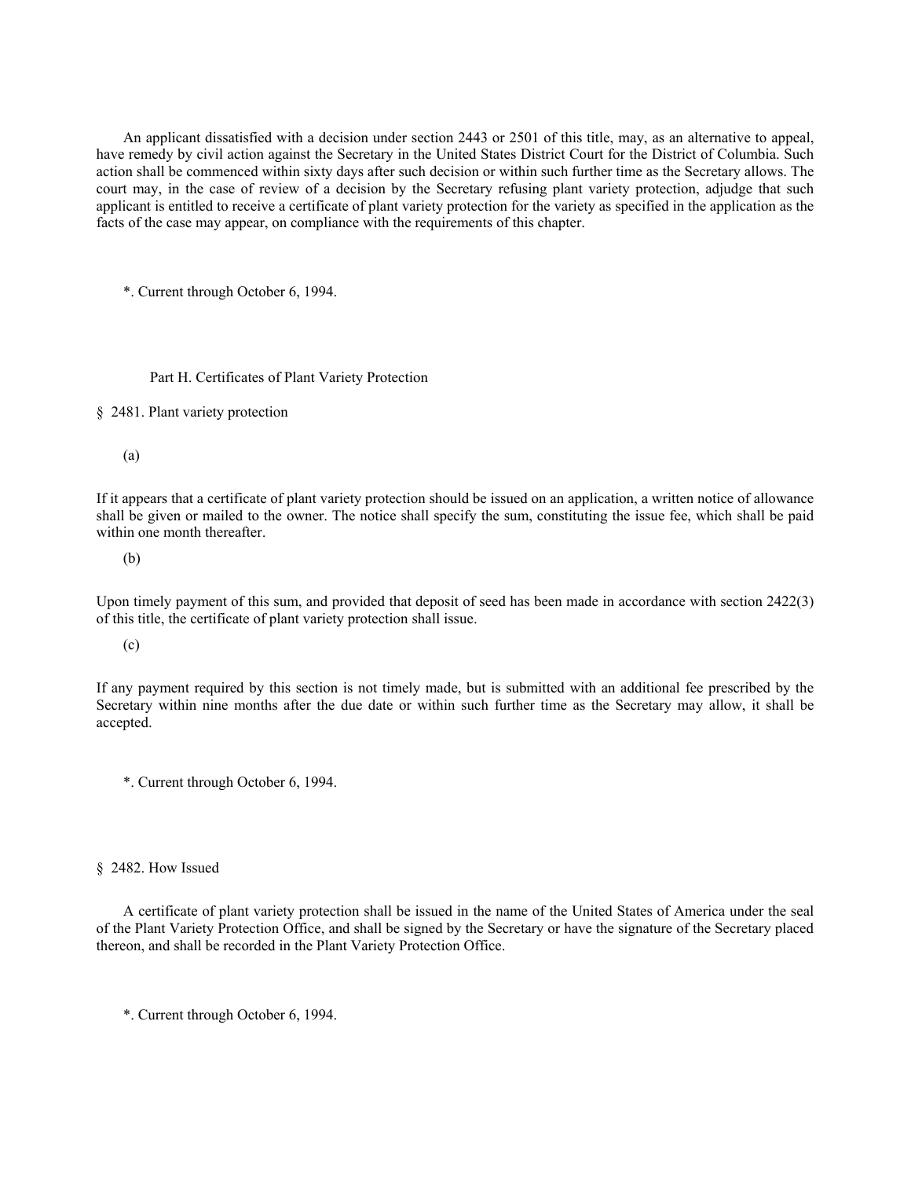An applicant dissatisfied with a decision under section 2443 or 2501 of this title, may, as an alternative to appeal, have remedy by civil action against the Secretary in the United States District Court for the District of Columbia. Such action shall be commenced within sixty days after such decision or within such further time as the Secretary allows. The court may, in the case of review of a decision by the Secretary refusing plant variety protection, adjudge that such applicant is entitled to receive a certificate of plant variety protection for the variety as specified in the application as the facts of the case may appear, on compliance with the requirements of this chapter.

*. Current through October 6, 1994.

## Part H. Certificates of Plant Variety Protection

### § 2481. Plant variety protection

(a)

If it appears that a certificate of plant variety protection should be issued on an application, a written notice of allowance shall be given or mailed to the owner. The notice shall specify the sum, constituting the issue fee, which shall be paid within one month thereafter.

(b)

Upon timely payment of this sum, and provided that deposit of seed has been made in accordance with section 2422(3) of this title, the certificate of plant variety protection shall issue.

(c)

If any payment required by this section is not timely made, but is submitted with an additional fee prescribed by the Secretary within nine months after the due date or within such further time as the Secretary may allow, it shall be accepted.

*. Current through October 6, 1994.

### § 2482. How Issued

A certificate of plant variety protection shall be issued in the name of the United States of America under the seal of the Plant Variety Protection Office, and shall be signed by the Secretary or have the signature of the Secretary placed thereon, and shall be recorded in the Plant Variety Protection Office.

*. Current through October 6, 1994.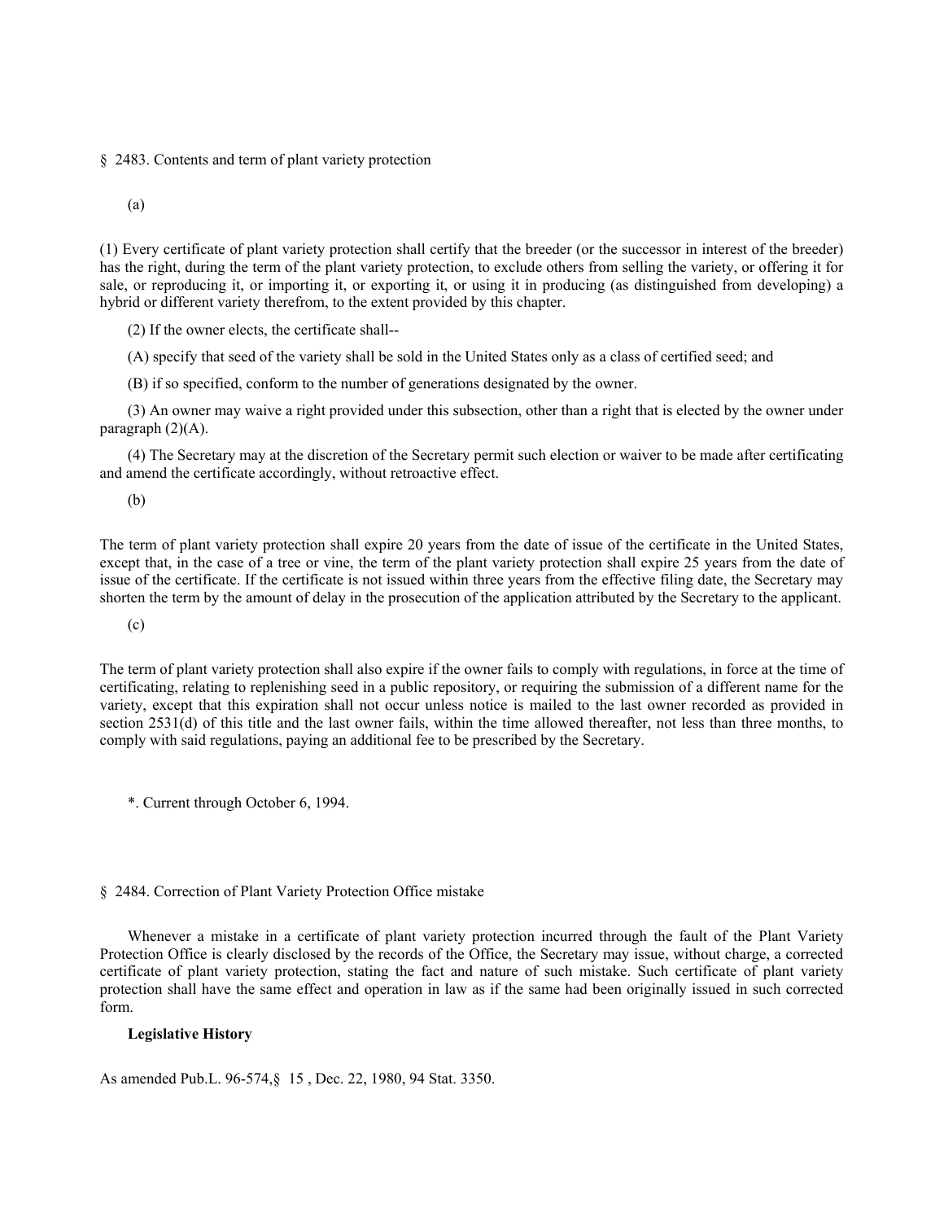§ 2483. Contents and term of plant variety protection

(a)

(1) Every certificate of plant variety protection shall certify that the breeder (or the successor in interest of the breeder) has the right, during the term of the plant variety protection, to exclude others from selling the variety, or offering it for sale, or reproducing it, or importing it, or exporting it, or using it in producing (as distinguished from developing) a hybrid or different variety therefrom, to the extent provided by this chapter.

(2) If the owner elects, the certificate shall--

(A) specify that seed of the variety shall be sold in the United States only as a class of certified seed; and

(B) if so specified, conform to the number of generations designated by the owner.

(3) An owner may waive a right provided under this subsection, other than a right that is elected by the owner under paragraph (2)(A).

(4) The Secretary may at the discretion of the Secretary permit such election or waiver to be made after certificating and amend the certificate accordingly, without retroactive effect.

(b)

The term of plant variety protection shall expire 20 years from the date of issue of the certificate in the United States, except that, in the case of a tree or vine, the term of the plant variety protection shall expire 25 years from the date of issue of the certificate. If the certificate is not issued within three years from the effective filing date, the Secretary may shorten the term by the amount of delay in the prosecution of the application attributed by the Secretary to the applicant.

(c)

The term of plant variety protection shall also expire if the owner fails to comply with regulations, in force at the time of certificating, relating to replenishing seed in a public repository, or requiring the submission of a different name for the variety, except that this expiration shall not occur unless notice is mailed to the last owner recorded as provided in section 2531(d) of this title and the last owner fails, within the time allowed thereafter, not less than three months, to comply with said regulations, paying an additional fee to be prescribed by the Secretary.

*. Current through October 6, 1994.

§ 2484. Correction of Plant Variety Protection Office mistake

Whenever a mistake in a certificate of plant variety protection incurred through the fault of the Plant Variety Protection Office is clearly disclosed by the records of the Office, the Secretary may issue, without charge, a corrected certificate of plant variety protection, stating the fact and nature of such mistake. Such certificate of plant variety protection shall have the same effect and operation in law as if the same had been originally issued in such corrected form.

**Legislative History**

As amended Pub.L. 96-574,§ 15 , Dec. 22, 1980, 94 Stat. 3350.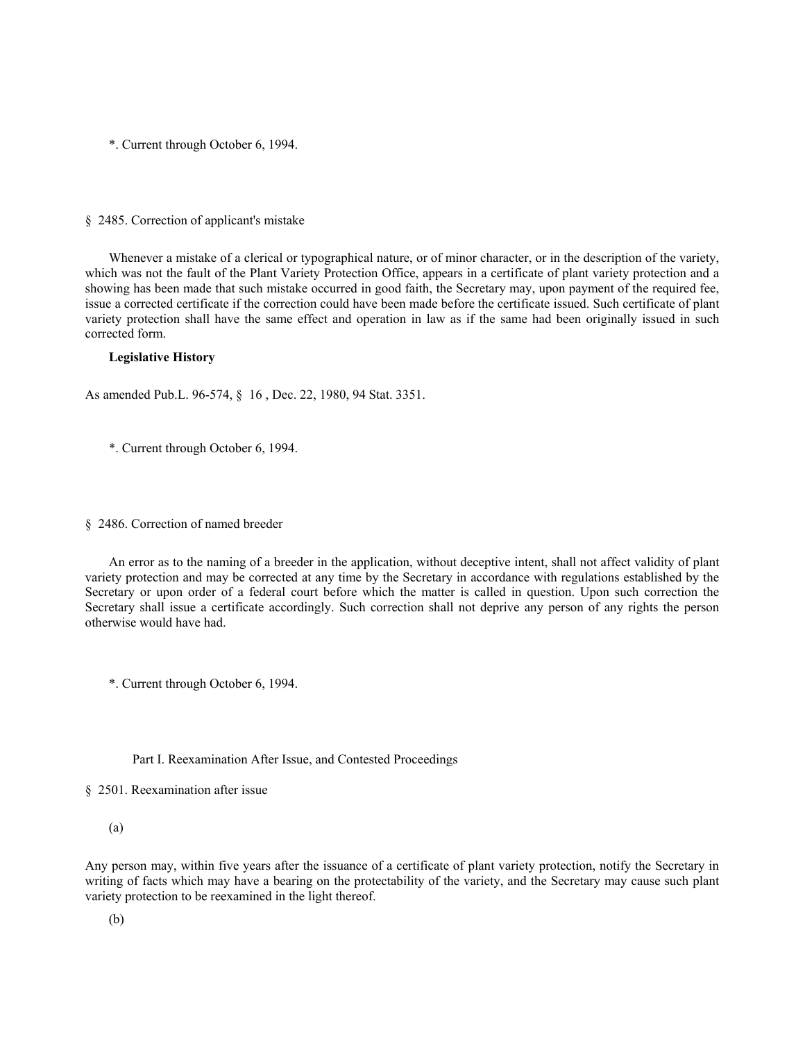*. Current through October 6, 1994.

§ 2485. Correction of applicant's mistake

Whenever a mistake of a clerical or typographical nature, or of minor character, or in the description of the variety, which was not the fault of the Plant Variety Protection Office, appears in a certificate of plant variety protection and a showing has been made that such mistake occurred in good faith, the Secretary may, upon payment of the required fee, issue a corrected certificate if the correction could have been made before the certificate issued. Such certificate of plant variety protection shall have the same effect and operation in law as if the same had been originally issued in such corrected form.

**Legislative History**

As amended Pub.L. 96-574, § 16 , Dec. 22, 1980, 94 Stat. 3351.

*. Current through October 6, 1994.

§ 2486. Correction of named breeder

An error as to the naming of a breeder in the application, without deceptive intent, shall not affect validity of plant variety protection and may be corrected at any time by the Secretary in accordance with regulations established by the Secretary or upon order of a federal court before which the matter is called in question. Upon such correction the Secretary shall issue a certificate accordingly. Such correction shall not deprive any person of any rights the person otherwise would have had.

*. Current through October 6, 1994.

Part I. Reexamination After Issue, and Contested Proceedings

§ 2501. Reexamination after issue

(a)

Any person may, within five years after the issuance of a certificate of plant variety protection, notify the Secretary in writing of facts which may have a bearing on the protectability of the variety, and the Secretary may cause such plant variety protection to be reexamined in the light thereof.

(b)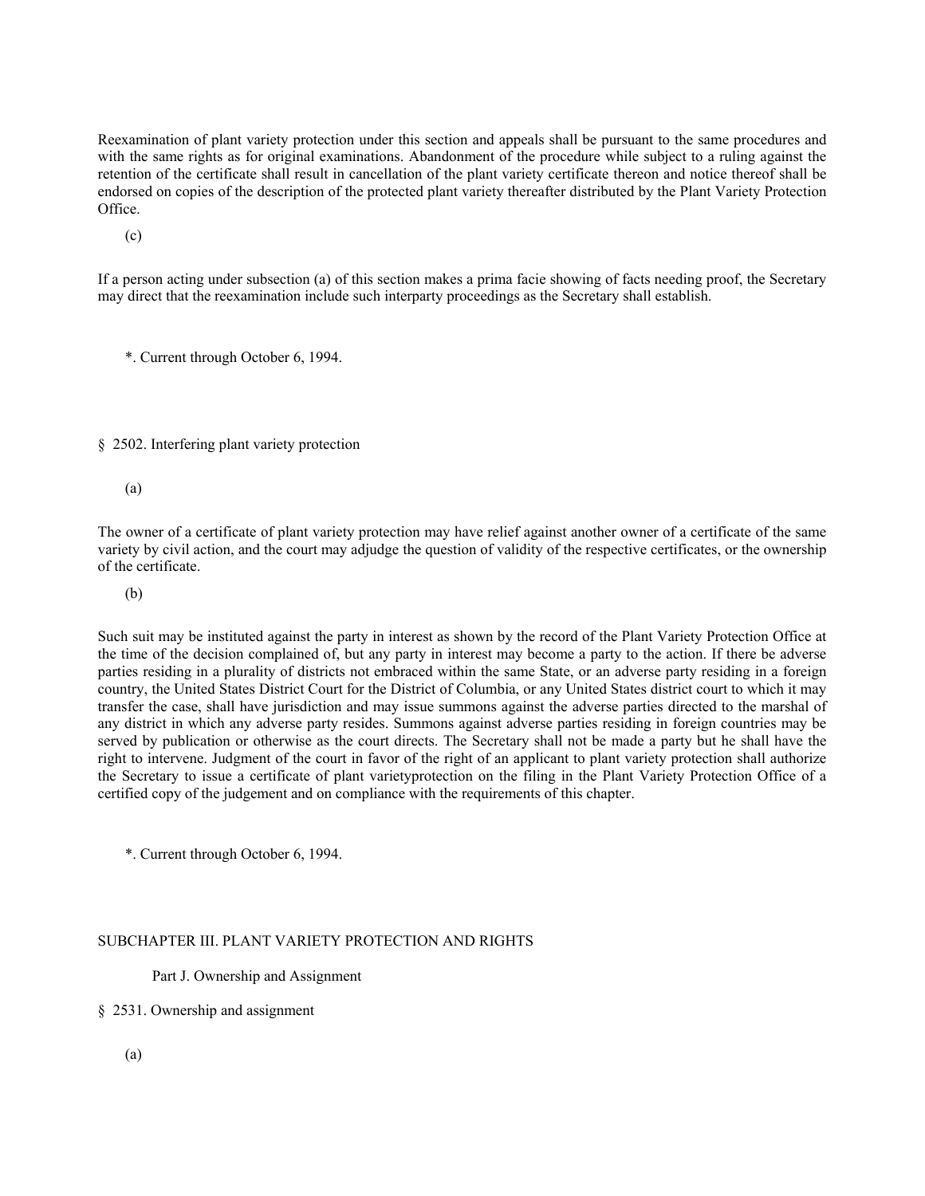Reexamination of plant variety protection under this section and appeals shall be pursuant to the same procedures and with the same rights as for original examinations. Abandonment of the procedure while subject to a ruling against the retention of the certificate shall result in cancellation of the plant variety certificate thereon and notice thereof shall be endorsed on copies of the description of the protected plant variety thereafter distributed by the Plant Variety Protection Office.

(c)

If a person acting under subsection (a) of this section makes a prima facie showing of facts needing proof, the Secretary may direct that the reexamination include such interparty proceedings as the Secretary shall establish.

*. Current through October 6, 1994.

§ 2502. Interfering plant variety protection

(a)

The owner of a certificate of plant variety protection may have relief against another owner of a certificate of the same variety by civil action, and the court may adjudge the question of validity of the respective certificates, or the ownership of the certificate.

(b)

Such suit may be instituted against the party in interest as shown by the record of the Plant Variety Protection Office at the time of the decision complained of, but any party in interest may become a party to the action. If there be adverse parties residing in a plurality of districts not embraced within the same State, or an adverse party residing in a foreign country, the United States District Court for the District of Columbia, or any United States district court to which it may transfer the case, shall have jurisdiction and may issue summons against the adverse parties directed to the marshal of any district in which any adverse party resides. Summons against adverse parties residing in foreign countries may be served by publication or otherwise as the court directs. The Secretary shall not be made a party but he shall have the right to intervene. Judgment of the court in favor of the right of an applicant to plant variety protection shall authorize the Secretary to issue a certificate of plant varietyprotection on the filing in the Plant Variety Protection Office of a certified copy of the judgement and on compliance with the requirements of this chapter.

*. Current through October 6, 1994.

SUBCHAPTER III. PLANT VARIETY PROTECTION AND RIGHTS

Part J. Ownership and Assignment

§ 2531. Ownership and assignment

(a)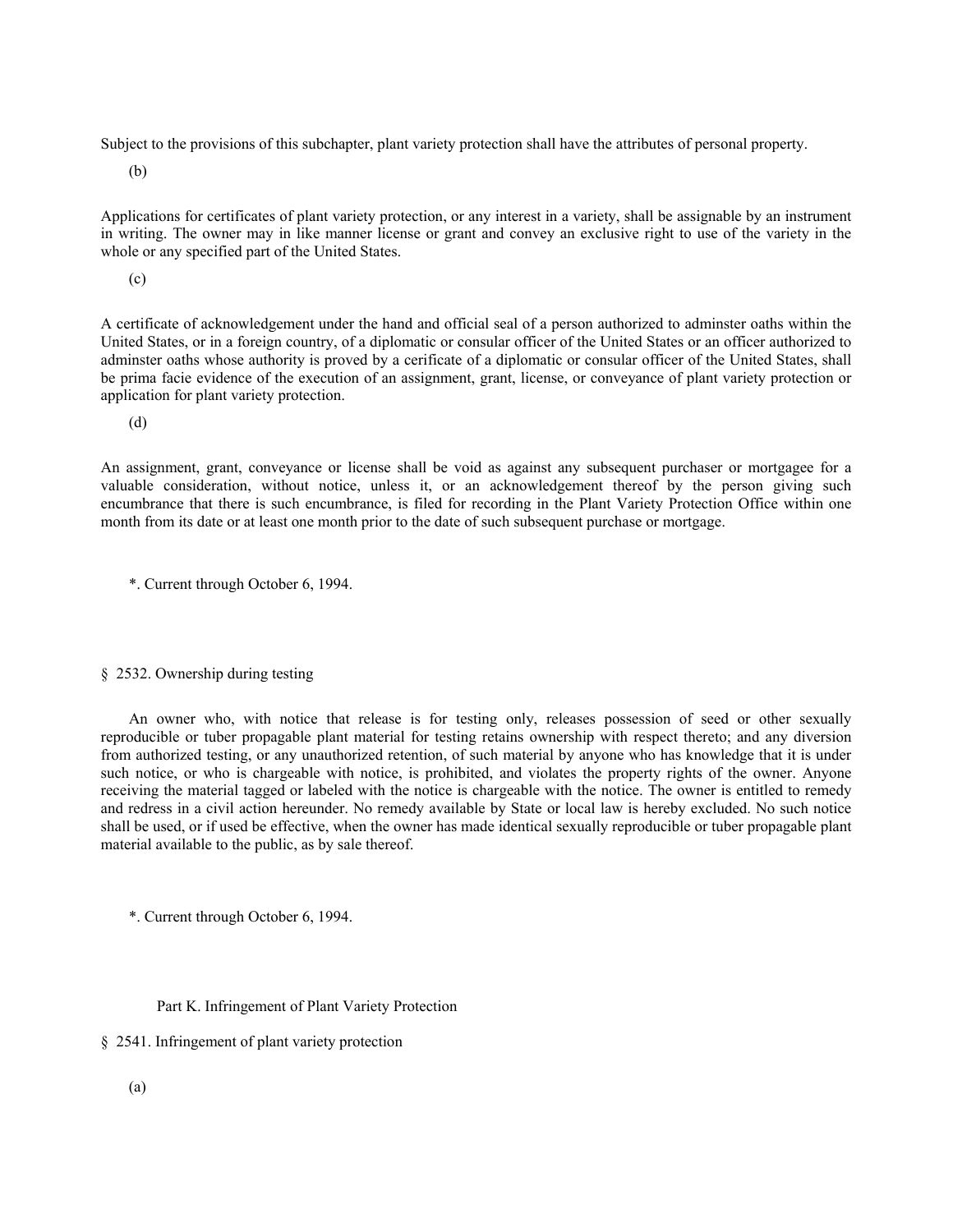Subject to the provisions of this subchapter, plant variety protection shall have the attributes of personal property.

(b)

Applications for certificates of plant variety protection, or any interest in a variety, shall be assignable by an instrument in writing. The owner may in like manner license or grant and convey an exclusive right to use of the variety in the whole or any specified part of the United States.

(c)

A certificate of acknowledgement under the hand and official seal of a person authorized to adminster oaths within the United States, or in a foreign country, of a diplomatic or consular officer of the United States or an officer authorized to adminster oaths whose authority is proved by a cerificate of a diplomatic or consular officer of the United States, shall be prima facie evidence of the execution of an assignment, grant, license, or conveyance of plant variety protection or application for plant variety protection.

(d)

An assignment, grant, conveyance or license shall be void as against any subsequent purchaser or mortgagee for a valuable consideration, without notice, unless it, or an acknowledgement thereof by the person giving such encumbrance that there is such encumbrance, is filed for recording in the Plant Variety Protection Office within one month from its date or at least one month prior to the date of such subsequent purchase or mortgage.

*. Current through October 6, 1994.

§ 2532. Ownership during testing

An owner who, with notice that release is for testing only, releases possession of seed or other sexually reproducible or tuber propagable plant material for testing retains ownership with respect thereto; and any diversion from authorized testing, or any unauthorized retention, of such material by anyone who has knowledge that it is under such notice, or who is chargeable with notice, is prohibited, and violates the property rights of the owner. Anyone receiving the material tagged or labeled with the notice is chargeable with the notice. The owner is entitled to remedy and redress in a civil action hereunder. No remedy available by State or local law is hereby excluded. No such notice shall be used, or if used be effective, when the owner has made identical sexually reproducible or tuber propagable plant material available to the public, as by sale thereof.

*. Current through October 6, 1994.

## Part K. Infringement of Plant Variety Protection

§ 2541. Infringement of plant variety protection

(a)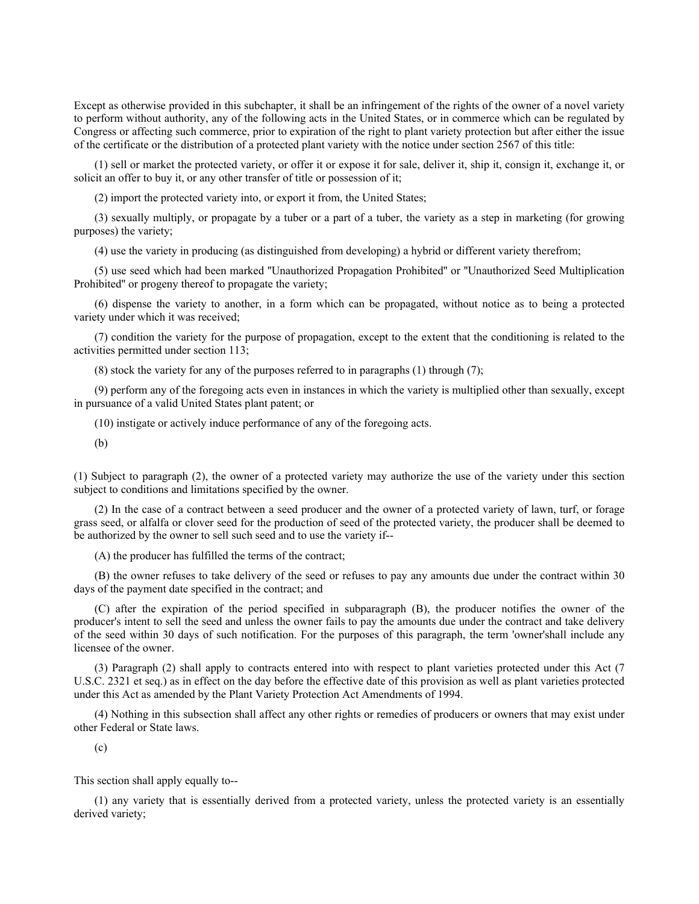Except as otherwise provided in this subchapter, it shall be an infringement of the rights of the owner of a novel variety to perform without authority, any of the following acts in the United States, or in commerce which can be regulated by Congress or affecting such commerce, prior to expiration of the right to plant variety protection but after either the issue of the certificate or the distribution of a protected plant variety with the notice under section 2567 of this title:

(1) sell or market the protected variety, or offer it or expose it for sale, deliver it, ship it, consign it, exchange it, or solicit an offer to buy it, or any other transfer of title or possession of it;

(2) import the protected variety into, or export it from, the United States;

(3) sexually multiply, or propagate by a tuber or a part of a tuber, the variety as a step in marketing (for growing purposes) the variety;

(4) use the variety in producing (as distinguished from developing) a hybrid or different variety therefrom;

(5) use seed which had been marked "Unauthorized Propagation Prohibited" or "Unauthorized Seed Multiplication Prohibited" or progeny thereof to propagate the variety;

(6) dispense the variety to another, in a form which can be propagated, without notice as to being a protected variety under which it was received;

(7) condition the variety for the purpose of propagation, except to the extent that the conditioning is related to the activities permitted under section 113;

(8) stock the variety for any of the purposes referred to in paragraphs (1) through (7);

(9) perform any of the foregoing acts even in instances in which the variety is multiplied other than sexually, except in pursuance of a valid United States plant patent; or

(10) instigate or actively induce performance of any of the foregoing acts.

(b)

(1) Subject to paragraph (2), the owner of a protected variety may authorize the use of the variety under this section subject to conditions and limitations specified by the owner.

(2) In the case of a contract between a seed producer and the owner of a protected variety of lawn, turf, or forage grass seed, or alfalfa or clover seed for the production of seed of the protected variety, the producer shall be deemed to be authorized by the owner to sell such seed and to use the variety if--

(A) the producer has fulfilled the terms of the contract;

(B) the owner refuses to take delivery of the seed or refuses to pay any amounts due under the contract within 30 days of the payment date specified in the contract; and

(C) after the expiration of the period specified in subparagraph (B), the producer notifies the owner of the producer's intent to sell the seed and unless the owner fails to pay the amounts due under the contract and take delivery of the seed within 30 days of such notification. For the purposes of this paragraph, the term 'owner'shall include any licensee of the owner.

(3) Paragraph (2) shall apply to contracts entered into with respect to plant varieties protected under this Act (7 U.S.C. 2321 et seq.) as in effect on the day before the effective date of this provision as well as plant varieties protected under this Act as amended by the Plant Variety Protection Act Amendments of 1994.

(4) Nothing in this subsection shall affect any other rights or remedies of producers or owners that may exist under other Federal or State laws.

(c)

This section shall apply equally to--

(1) any variety that is essentially derived from a protected variety, unless the protected variety is an essentially derived variety;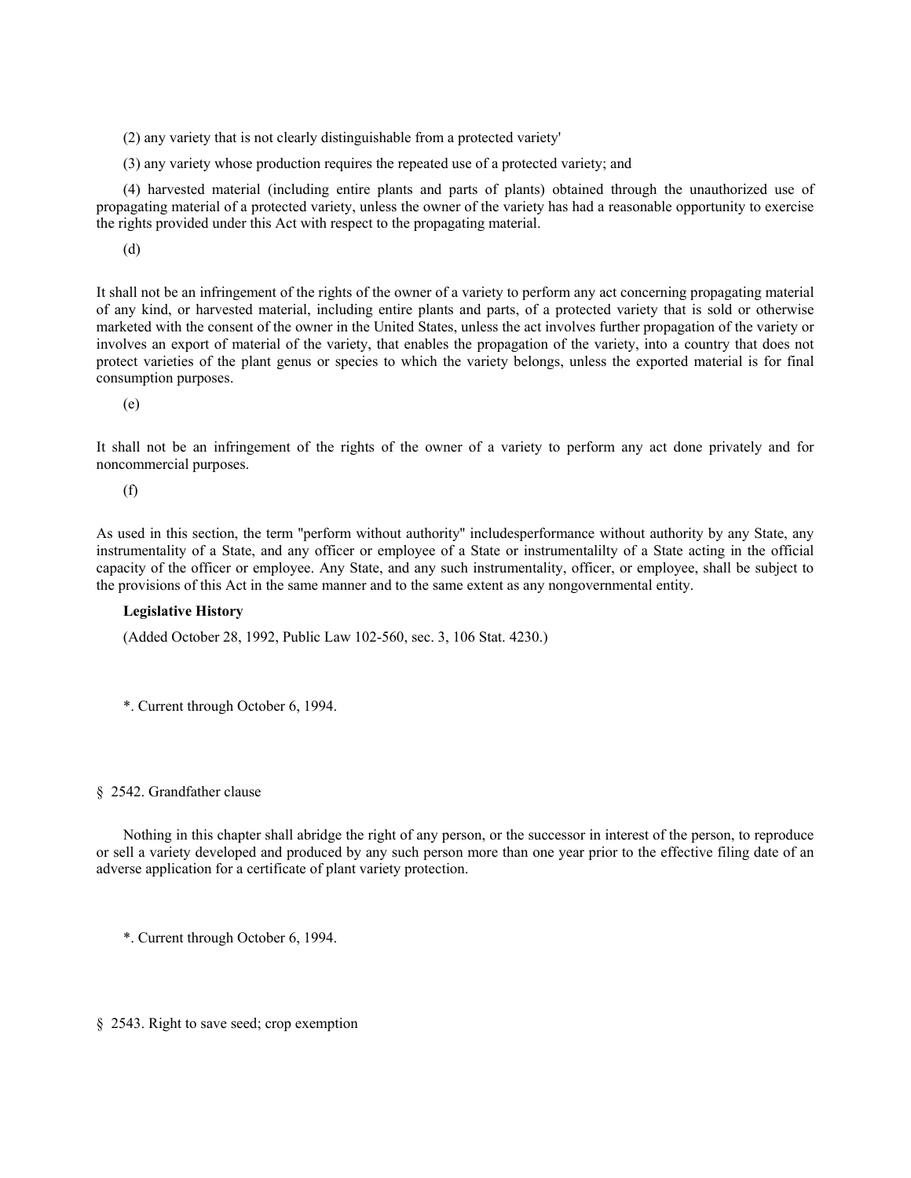(2) any variety that is not clearly distinguishable from a protected variety'

(3) any variety whose production requires the repeated use of a protected variety; and

(4) harvested material (including entire plants and parts of plants) obtained through the unauthorized use of propagating material of a protected variety, unless the owner of the variety has had a reasonable opportunity to exercise the rights provided under this Act with respect to the propagating material.

(d)

It shall not be an infringement of the rights of the owner of a variety to perform any act concerning propagating material of any kind, or harvested material, including entire plants and parts, of a protected variety that is sold or otherwise marketed with the consent of the owner in the United States, unless the act involves further propagation of the variety or involves an export of material of the variety, that enables the propagation of the variety, into a country that does not protect varieties of the plant genus or species to which the variety belongs, unless the exported material is for final consumption purposes.

(e)

It shall not be an infringement of the rights of the owner of a variety to perform any act done privately and for noncommercial purposes.

(f)

As used in this section, the term "perform without authority" includesperformance without authority by any State, any instrumentality of a State, and any officer or employee of a State or instrumentalilty of a State acting in the official capacity of the officer or employee. Any State, and any such instrumentality, officer, or employee, shall be subject to the provisions of this Act in the same manner and to the same extent as any nongovernmental entity.

**Legislative History**

(Added October 28, 1992, Public Law 102-560, sec. 3, 106 Stat. 4230.)

*. Current through October 6, 1994.

§ 2542. Grandfather clause

Nothing in this chapter shall abridge the right of any person, or the successor in interest of the person, to reproduce or sell a variety developed and produced by any such person more than one year prior to the effective filing date of an adverse application for a certificate of plant variety protection.

*. Current through October 6, 1994.

§ 2543. Right to save seed; crop exemption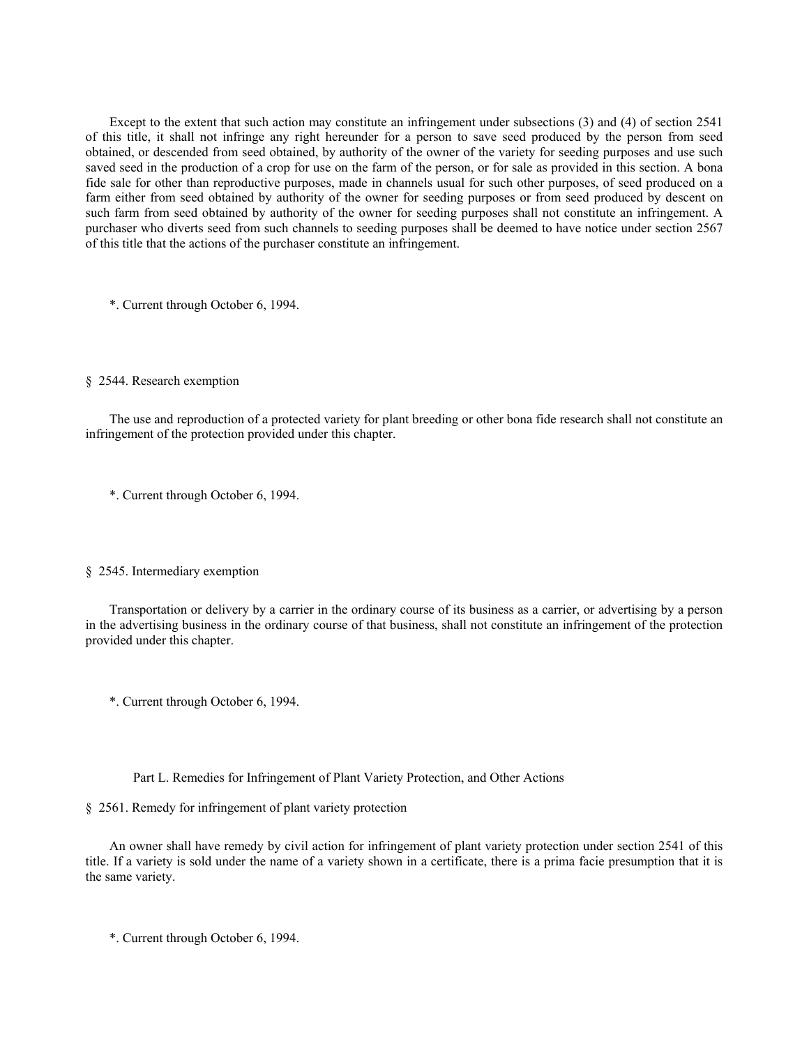Except to the extent that such action may constitute an infringement under subsections (3) and (4) of section 2541 of this title, it shall not infringe any right hereunder for a person to save seed produced by the person from seed obtained, or descended from seed obtained, by authority of the owner of the variety for seeding purposes and use such saved seed in the production of a crop for use on the farm of the person, or for sale as provided in this section. A bona fide sale for other than reproductive purposes, made in channels usual for such other purposes, of seed produced on a farm either from seed obtained by authority of the owner for seeding purposes or from seed produced by descent on such farm from seed obtained by authority of the owner for seeding purposes shall not constitute an infringement. A purchaser who diverts seed from such channels to seeding purposes shall be deemed to have notice under section 2567 of this title that the actions of the purchaser constitute an infringement.

*. Current through October 6, 1994.

§ 2544. Research exemption

The use and reproduction of a protected variety for plant breeding or other bona fide research shall not constitute an infringement of the protection provided under this chapter.

*. Current through October 6, 1994.

§ 2545. Intermediary exemption

Transportation or delivery by a carrier in the ordinary course of its business as a carrier, or advertising by a person in the advertising business in the ordinary course of that business, shall not constitute an infringement of the protection provided under this chapter.

*. Current through October 6, 1994.

Part L. Remedies for Infringement of Plant Variety Protection, and Other Actions

§ 2561. Remedy for infringement of plant variety protection

An owner shall have remedy by civil action for infringement of plant variety protection under section 2541 of this title. If a variety is sold under the name of a variety shown in a certificate, there is a prima facie presumption that it is the same variety.

*. Current through October 6, 1994.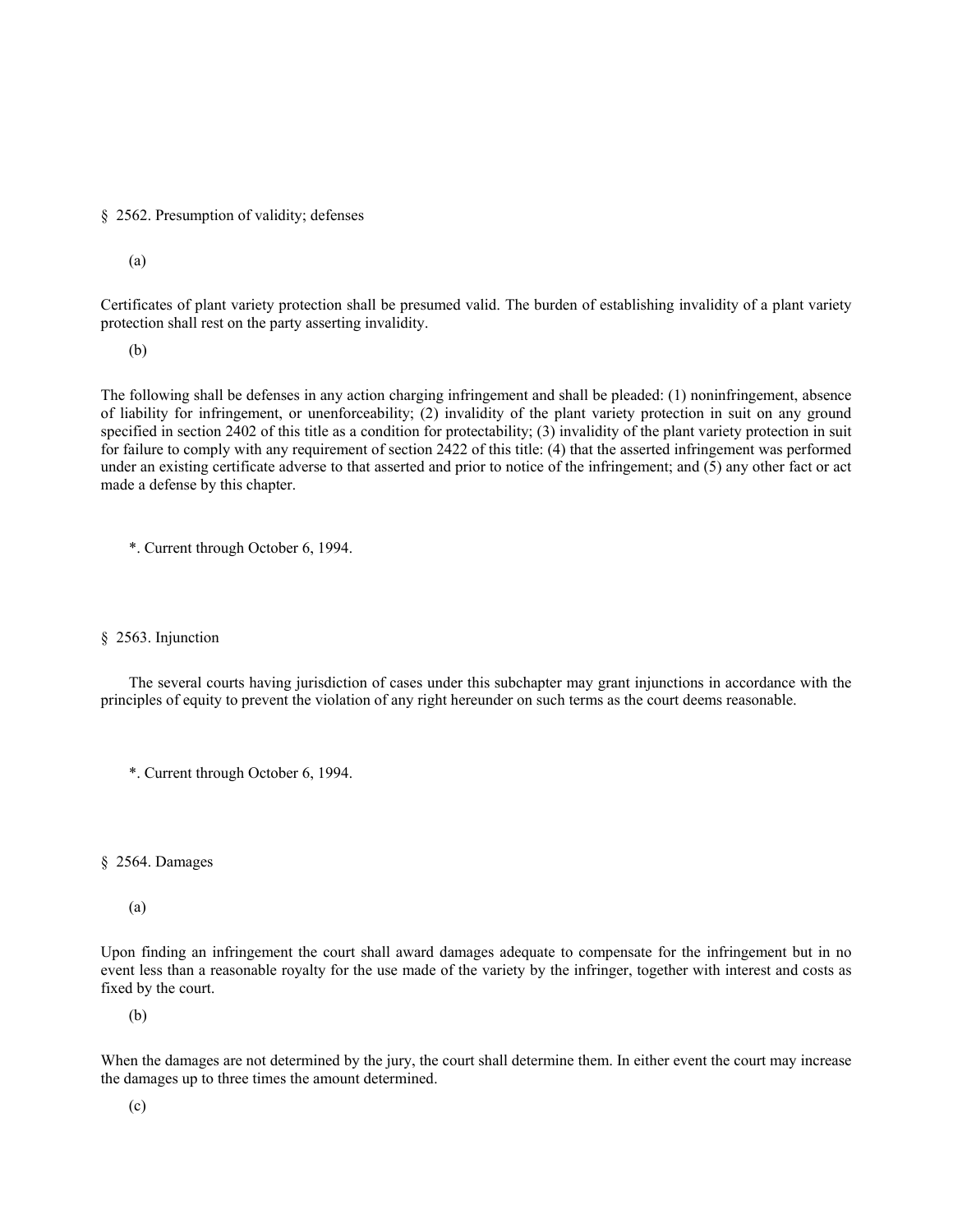§ 2562. Presumption of validity; defenses

(a)

Certificates of plant variety protection shall be presumed valid. The burden of establishing invalidity of a plant variety protection shall rest on the party asserting invalidity.

(b)

The following shall be defenses in any action charging infringement and shall be pleaded: (1) noninfringement, absence of liability for infringement, or unenforceability; (2) invalidity of the plant variety protection in suit on any ground specified in section 2402 of this title as a condition for protectability; (3) invalidity of the plant variety protection in suit for failure to comply with any requirement of section 2422 of this title: (4) that the asserted infringement was performed under an existing certificate adverse to that asserted and prior to notice of the infringement; and (5) any other fact or act made a defense by this chapter.

*. Current through October 6, 1994.

§ 2563. Injunction

The several courts having jurisdiction of cases under this subchapter may grant injunctions in accordance with the principles of equity to prevent the violation of any right hereunder on such terms as the court deems reasonable.

*. Current through October 6, 1994.

§ 2564. Damages

(a)

Upon finding an infringement the court shall award damages adequate to compensate for the infringement but in no event less than a reasonable royalty for the use made of the variety by the infringer, together with interest and costs as fixed by the court.

(b)

When the damages are not determined by the jury, the court shall determine them. In either event the court may increase the damages up to three times the amount determined.

(c)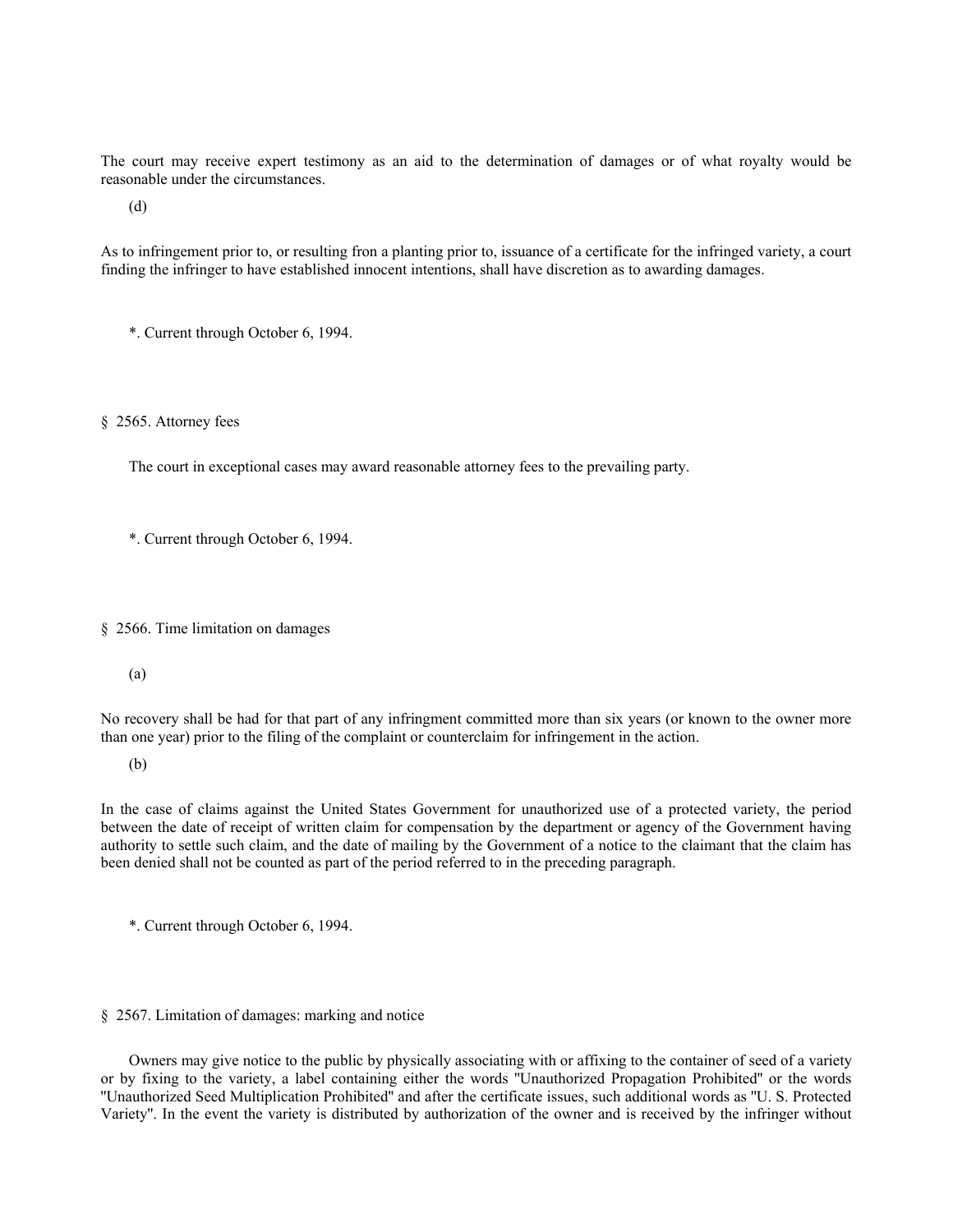The court may receive expert testimony as an aid to the determination of damages or of what royalty would be reasonable under the circumstances.

(d)

As to infringement prior to, or resulting fron a planting prior to, issuance of a certificate for the infringed variety, a court finding the infringer to have established innocent intentions, shall have discretion as to awarding damages.

*. Current through October 6, 1994.

§ 2565. Attorney fees

The court in exceptional cases may award reasonable attorney fees to the prevailing party.

*. Current through October 6, 1994.

§ 2566. Time limitation on damages

(a)

No recovery shall be had for that part of any infringment committed more than six years (or known to the owner more than one year) prior to the filing of the complaint or counterclaim for infringement in the action.

(b)

In the case of claims against the United States Government for unauthorized use of a protected variety, the period between the date of receipt of written claim for compensation by the department or agency of the Government having authority to settle such claim, and the date of mailing by the Government of a notice to the claimant that the claim has been denied shall not be counted as part of the period referred to in the preceding paragraph.

*. Current through October 6, 1994.

§ 2567. Limitation of damages: marking and notice

Owners may give notice to the public by physically associating with or affixing to the container of seed of a variety or by fixing to the variety, a label containing either the words "Unauthorized Propagation Prohibited" or the words "Unauthorized Seed Multiplication Prohibited" and after the certificate issues, such additional words as "U. S. Protected Variety". In the event the variety is distributed by authorization of the owner and is received by the infringer without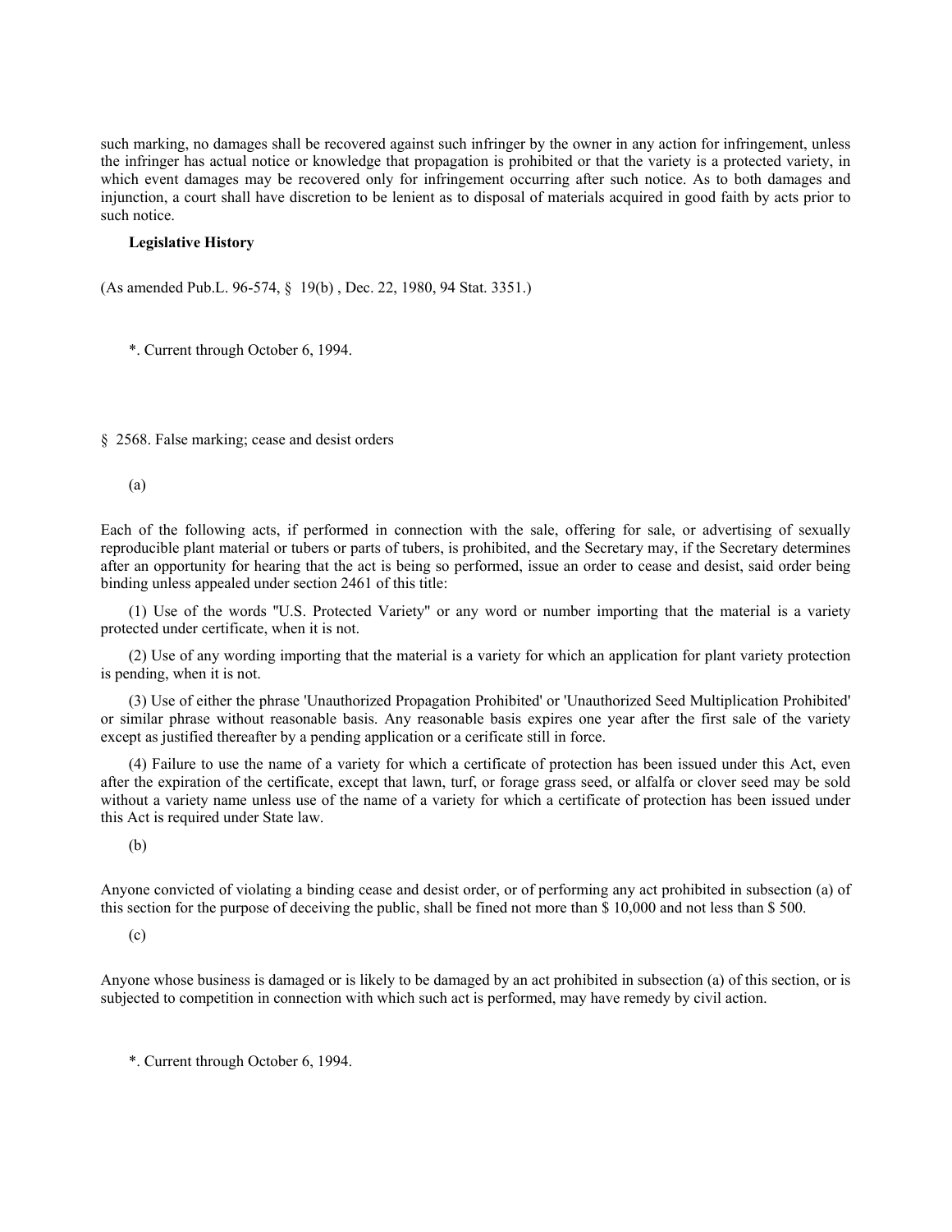such marking, no damages shall be recovered against such infringer by the owner in any action for infringement, unless the infringer has actual notice or knowledge that propagation is prohibited or that the variety is a protected variety, in which event damages may be recovered only for infringement occurring after such notice. As to both damages and injunction, a court shall have discretion to be lenient as to disposal of materials acquired in good faith by acts prior to such notice.

**Legislative History**

(As amended Pub.L. 96-574, § 19(b) , Dec. 22, 1980, 94 Stat. 3351.)

*. Current through October 6, 1994.

§ 2568. False marking; cease and desist orders

(a)

Each of the following acts, if performed in connection with the sale, offering for sale, or advertising of sexually reproducible plant material or tubers or parts of tubers, is prohibited, and the Secretary may, if the Secretary determines after an opportunity for hearing that the act is being so performed, issue an order to cease and desist, said order being binding unless appealed under section 2461 of this title:

(1) Use of the words "U.S. Protected Variety" or any word or number importing that the material is a variety protected under certificate, when it is not.

(2) Use of any wording importing that the material is a variety for which an application for plant variety protection is pending, when it is not.

(3) Use of either the phrase 'Unauthorized Propagation Prohibited' or 'Unauthorized Seed Multiplication Prohibited' or similar phrase without reasonable basis. Any reasonable basis expires one year after the first sale of the variety except as justified thereafter by a pending application or a cerificate still in force.

(4) Failure to use the name of a variety for which a certificate of protection has been issued under this Act, even after the expiration of the certificate, except that lawn, turf, or forage grass seed, or alfalfa or clover seed may be sold without a variety name unless use of the name of a variety for which a certificate of protection has been issued under this Act is required under State law.

(b)

Anyone convicted of violating a binding cease and desist order, or of performing any act prohibited in subsection (a) of this section for the purpose of deceiving the public, shall be fined not more than $ 10,000 and not less than $ 500.

(c)

Anyone whose business is damaged or is likely to be damaged by an act prohibited in subsection (a) of this section, or is subjected to competition in connection with which such act is performed, may have remedy by civil action.

*. Current through October 6, 1994.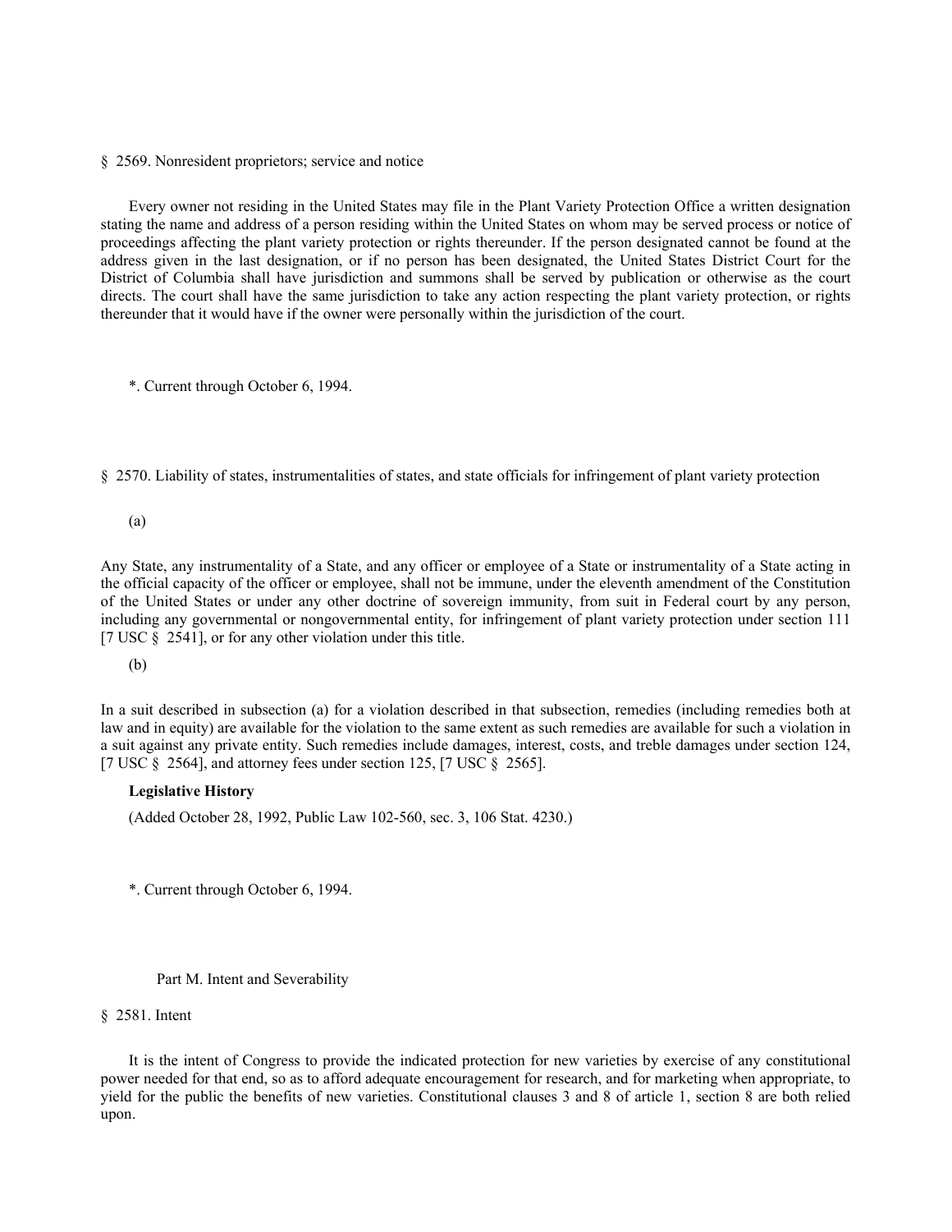§ 2569. Nonresident proprietors; service and notice

Every owner not residing in the United States may file in the Plant Variety Protection Office a written designation stating the name and address of a person residing within the United States on whom may be served process or notice of proceedings affecting the plant variety protection or rights thereunder. If the person designated cannot be found at the address given in the last designation, or if no person has been designated, the United States District Court for the District of Columbia shall have jurisdiction and summons shall be served by publication or otherwise as the court directs. The court shall have the same jurisdiction to take any action respecting the plant variety protection, or rights thereunder that it would have if the owner were personally within the jurisdiction of the court.

*. Current through October 6, 1994.

§ 2570. Liability of states, instrumentalities of states, and state officials for infringement of plant variety protection

(a)

Any State, any instrumentality of a State, and any officer or employee of a State or instrumentality of a State acting in the official capacity of the officer or employee, shall not be immune, under the eleventh amendment of the Constitution of the United States or under any other doctrine of sovereign immunity, from suit in Federal court by any person, including any governmental or nongovernmental entity, for infringement of plant variety protection under section 111 [7 USC § 2541], or for any other violation under this title.

(b)

In a suit described in subsection (a) for a violation described in that subsection, remedies (including remedies both at law and in equity) are available for the violation to the same extent as such remedies are available for such a violation in a suit against any private entity. Such remedies include damages, interest, costs, and treble damages under section 124, [7 USC § 2564], and attorney fees under section 125, [7 USC § 2565].

**Legislative History**

(Added October 28, 1992, Public Law 102-560, sec. 3, 106 Stat. 4230.)

*. Current through October 6, 1994.

Part M. Intent and Severability

§ 2581. Intent

It is the intent of Congress to provide the indicated protection for new varieties by exercise of any constitutional power needed for that end, so as to afford adequate encouragement for research, and for marketing when appropriate, to yield for the public the benefits of new varieties. Constitutional clauses 3 and 8 of article 1, section 8 are both relied upon.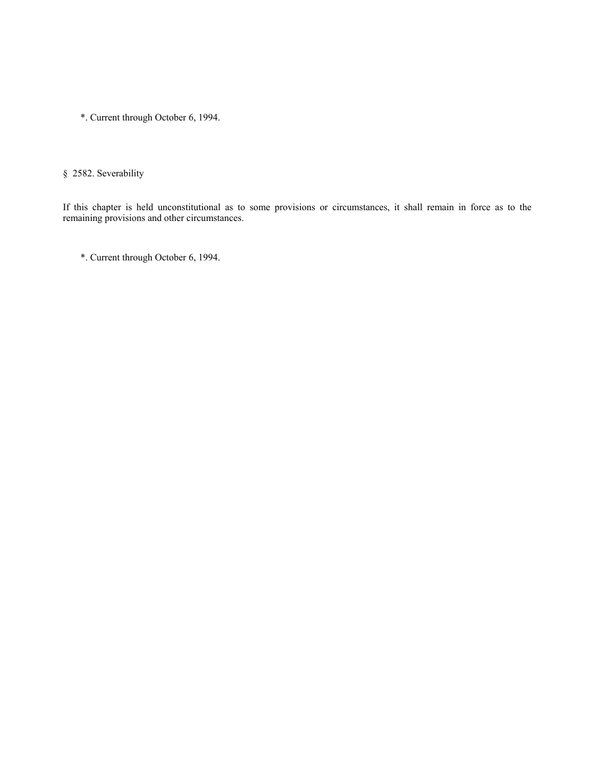*. Current through October 6, 1994.

§ 2582. Severability

If this chapter is held unconstitutional as to some provisions or circumstances, it shall remain in force as to the remaining provisions and other circumstances.

*. Current through October 6, 1994.